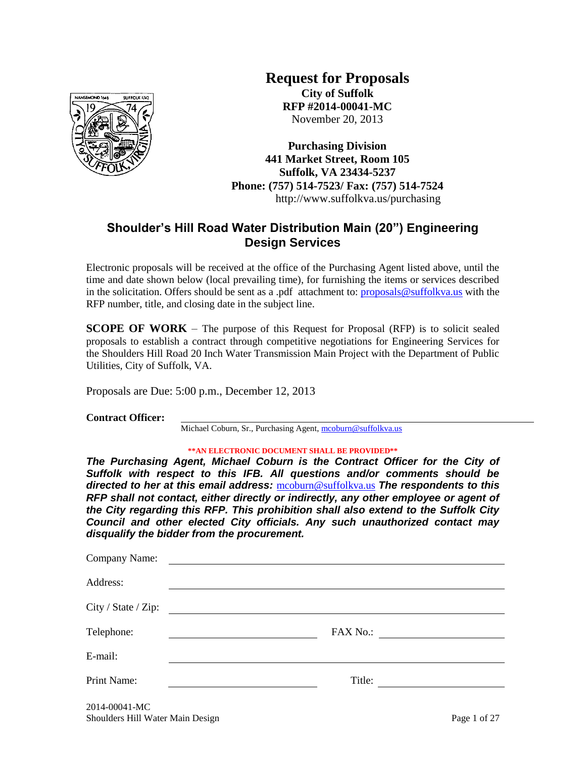# Request for Proposals

**City of Suffolk**
**RFP #2014-00041-MC**
November 20, 2013

**Purchasing Division**
**441 Market Street, Room 105**
**Suffolk, VA 23434-5237**
**Phone: (757) 514-7523/ Fax: (757) 514-7524**
http://www.suffolkva.us/purchasing

## Shoulder's Hill Road Water Distribution Main (20") Engineering Design Services

Electronic proposals will be received at the office of the Purchasing Agent listed above, until the time and date shown below (local prevailing time), for furnishing the items or services described in the solicitation. Offers should be sent as a .pdf attachment to: proposals@suffolkva.us with the RFP number, title, and closing date in the subject line.

**SCOPE OF WORK** – The purpose of this Request for Proposal (RFP) is to solicit sealed proposals to establish a contract through competitive negotiations for Engineering Services for the Shoulders Hill Road 20 Inch Water Transmission Main Project with the Department of Public Utilities, City of Suffolk, VA.

Proposals are Due: 5:00 p.m., December 12, 2013

**Contract Officer:** ______________________________
Michael Coburn, Sr., Purchasing Agent, mcoburn@suffolkva.us

**\*\*AN ELECTRONIC DOCUMENT SHALL BE PROVIDED\*\***

***The Purchasing Agent, Michael Coburn is the Contract Officer for the City of Suffolk with respect to this IFB. All questions and/or comments should be directed to her at this email address:*** mcoburn@suffolkva.us ***The respondents to this RFP shall not contact, either directly or indirectly, any other employee or agent of the City regarding this RFP. This prohibition shall also extend to the Suffolk City Council and other elected City officials. Any such unauthorized contact may disqualify the bidder from the procurement.***

Company Name: ______________________________

Address: ______________________________

City / State / Zip: ______________________________

Telephone: ______________________________ FAX No.: ______________________________

E-mail: ______________________________

Print Name: ______________________________ Title: ______________________________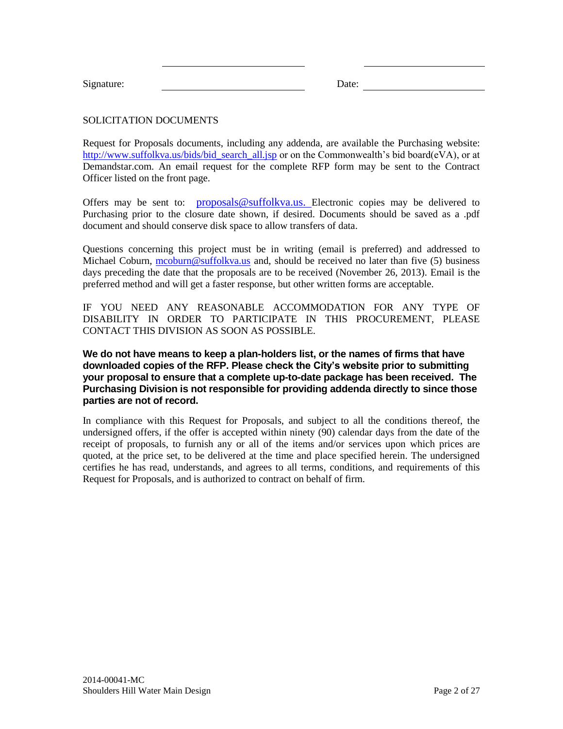Signature: ______________________ Date: ____________________

SOLICITATION DOCUMENTS

Request for Proposals documents, including any addenda, are available the Purchasing website: http://www.suffolkva.us/bids/bid_search_all.jsp or on the Commonwealth's bid board(eVA), or at Demandstar.com. An email request for the complete RFP form may be sent to the Contract Officer listed on the front page.

Offers may be sent to: proposals@suffolkva.us. Electronic copies may be delivered to Purchasing prior to the closure date shown, if desired. Documents should be saved as a .pdf document and should conserve disk space to allow transfers of data.

Questions concerning this project must be in writing (email is preferred) and addressed to Michael Coburn, mcoburn@suffolkva.us and, should be received no later than five (5) business days preceding the date that the proposals are to be received (November 26, 2013). Email is the preferred method and will get a faster response, but other written forms are acceptable.

IF YOU NEED ANY REASONABLE ACCOMMODATION FOR ANY TYPE OF DISABILITY IN ORDER TO PARTICIPATE IN THIS PROCUREMENT, PLEASE CONTACT THIS DIVISION AS SOON AS POSSIBLE.

**We do not have means to keep a plan-holders list, or the names of firms that have downloaded copies of the RFP. Please check the City's website prior to submitting your proposal to ensure that a complete up-to-date package has been received. The Purchasing Division is not responsible for providing addenda directly to since those parties are not of record.**

In compliance with this Request for Proposals, and subject to all the conditions thereof, the undersigned offers, if the offer is accepted within ninety (90) calendar days from the date of the receipt of proposals, to furnish any or all of the items and/or services upon which prices are quoted, at the price set, to be delivered at the time and place specified herein. The undersigned certifies he has read, understands, and agrees to all terms, conditions, and requirements of this Request for Proposals, and is authorized to contract on behalf of firm.

2014-00041-MC
Shoulders Hill Water Main Design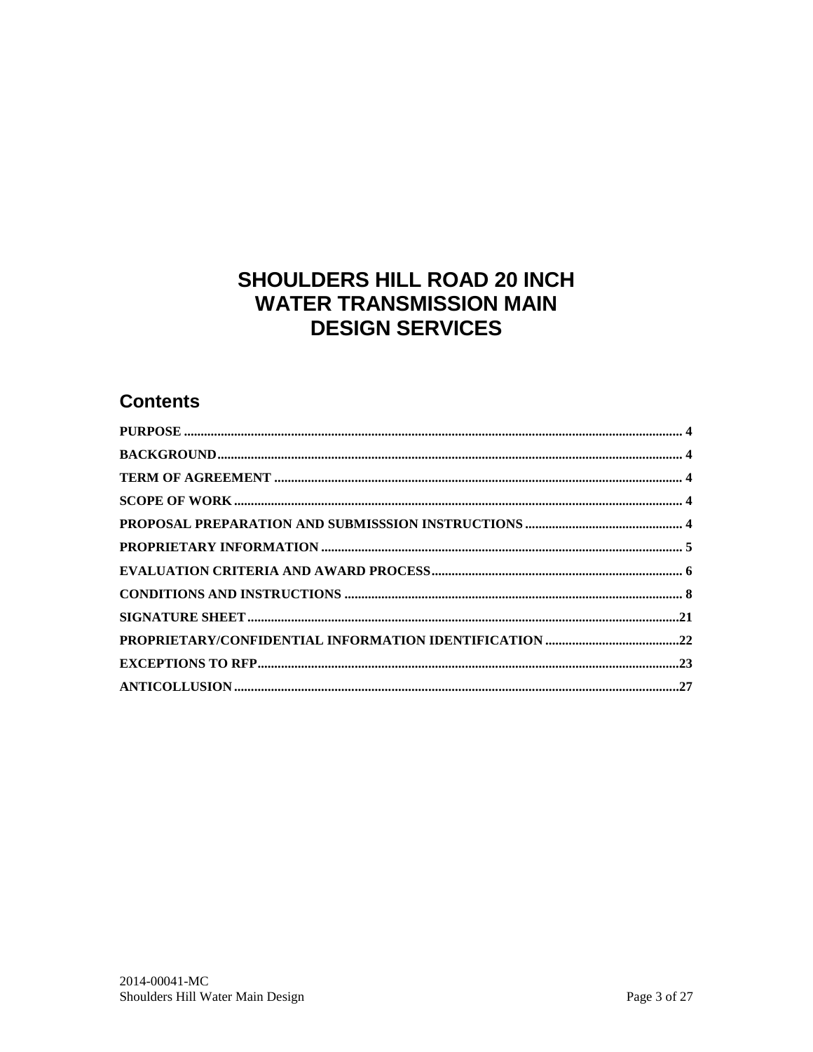# SHOULDERS HILL ROAD 20 INCH WATER TRANSMISSION MAIN DESIGN SERVICES

## Contents

PURPOSE ..... 4

BACKGROUND ..... 4

TERM OF AGREEMENT ..... 4

SCOPE OF WORK ..... 4

PROPOSAL PREPARATION AND SUBMISSSION INSTRUCTIONS ..... 4

PROPRIETARY INFORMATION ..... 5

EVALUATION CRITERIA AND AWARD PROCESS ..... 6

CONDITIONS AND INSTRUCTIONS ..... 8

SIGNATURE SHEET ..... 21

PROPRIETARY/CONFIDENTIAL INFORMATION IDENTIFICATION ..... 22

EXCEPTIONS TO RFP ..... 23

ANTICOLLUSION ..... 27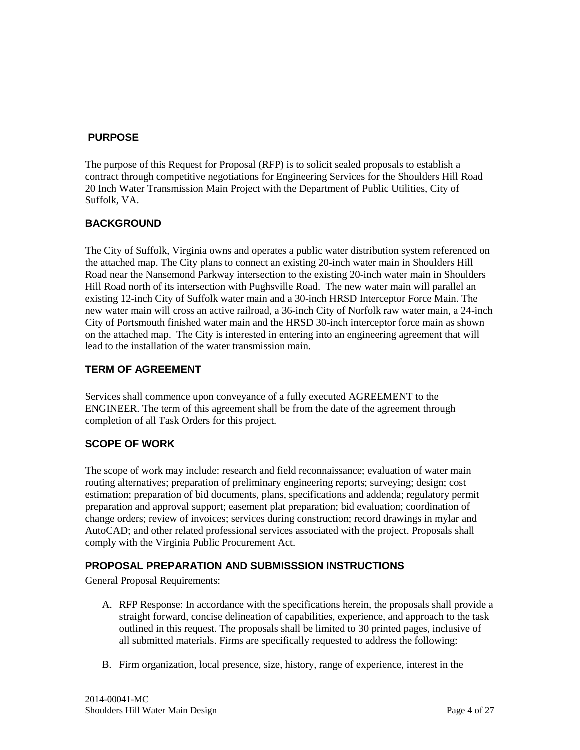## PURPOSE

The purpose of this Request for Proposal (RFP) is to solicit sealed proposals to establish a contract through competitive negotiations for Engineering Services for the Shoulders Hill Road 20 Inch Water Transmission Main Project with the Department of Public Utilities, City of Suffolk, VA.

## BACKGROUND

The City of Suffolk, Virginia owns and operates a public water distribution system referenced on the attached map. The City plans to connect an existing 20-inch water main in Shoulders Hill Road near the Nansemond Parkway intersection to the existing 20-inch water main in Shoulders Hill Road north of its intersection with Pughsville Road. The new water main will parallel an existing 12-inch City of Suffolk water main and a 30-inch HRSD Interceptor Force Main. The new water main will cross an active railroad, a 36-inch City of Norfolk raw water main, a 24-inch City of Portsmouth finished water main and the HRSD 30-inch interceptor force main as shown on the attached map. The City is interested in entering into an engineering agreement that will lead to the installation of the water transmission main.

## TERM OF AGREEMENT

Services shall commence upon conveyance of a fully executed AGREEMENT to the ENGINEER. The term of this agreement shall be from the date of the agreement through completion of all Task Orders for this project.

## SCOPE OF WORK

The scope of work may include: research and field reconnaissance; evaluation of water main routing alternatives; preparation of preliminary engineering reports; surveying; design; cost estimation; preparation of bid documents, plans, specifications and addenda; regulatory permit preparation and approval support; easement plat preparation; bid evaluation; coordination of change orders; review of invoices; services during construction; record drawings in mylar and AutoCAD; and other related professional services associated with the project. Proposals shall comply with the Virginia Public Procurement Act.

## PROPOSAL PREPARATION AND SUBMISSSION INSTRUCTIONS

General Proposal Requirements:

A. RFP Response: In accordance with the specifications herein, the proposals shall provide a straight forward, concise delineation of capabilities, experience, and approach to the task outlined in this request. The proposals shall be limited to 30 printed pages, inclusive of all submitted materials. Firms are specifically requested to address the following:

B. Firm organization, local presence, size, history, range of experience, interest in the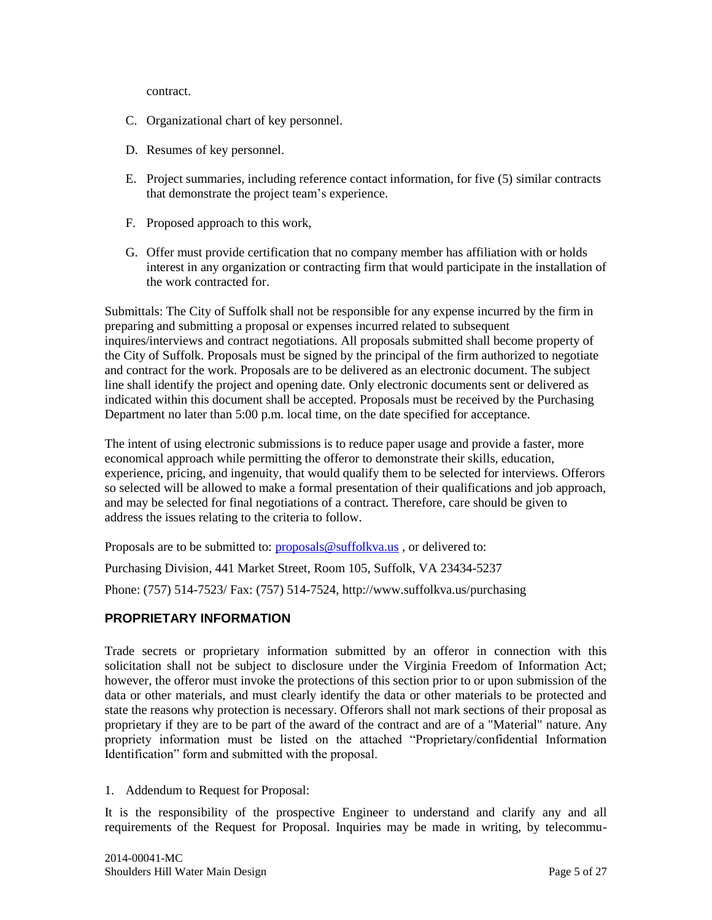contract.

C. Organizational chart of key personnel.

D. Resumes of key personnel.

E. Project summaries, including reference contact information, for five (5) similar contracts that demonstrate the project team's experience.

F. Proposed approach to this work,

G. Offer must provide certification that no company member has affiliation with or holds interest in any organization or contracting firm that would participate in the installation of the work contracted for.

Submittals: The City of Suffolk shall not be responsible for any expense incurred by the firm in preparing and submitting a proposal or expenses incurred related to subsequent inquires/interviews and contract negotiations. All proposals submitted shall become property of the City of Suffolk. Proposals must be signed by the principal of the firm authorized to negotiate and contract for the work. Proposals are to be delivered as an electronic document. The subject line shall identify the project and opening date. Only electronic documents sent or delivered as indicated within this document shall be accepted. Proposals must be received by the Purchasing Department no later than 5:00 p.m. local time, on the date specified for acceptance.

The intent of using electronic submissions is to reduce paper usage and provide a faster, more economical approach while permitting the offeror to demonstrate their skills, education, experience, pricing, and ingenuity, that would qualify them to be selected for interviews. Offerors so selected will be allowed to make a formal presentation of their qualifications and job approach, and may be selected for final negotiations of a contract. Therefore, care should be given to address the issues relating to the criteria to follow.

Proposals are to be submitted to: proposals@suffolkva.us , or delivered to:

Purchasing Division, 441 Market Street, Room 105, Suffolk, VA 23434-5237

Phone: (757) 514-7523/ Fax: (757) 514-7524, http://www.suffolkva.us/purchasing

## PROPRIETARY INFORMATION

Trade secrets or proprietary information submitted by an offeror in connection with this solicitation shall not be subject to disclosure under the Virginia Freedom of Information Act; however, the offeror must invoke the protections of this section prior to or upon submission of the data or other materials, and must clearly identify the data or other materials to be protected and state the reasons why protection is necessary. Offerors shall not mark sections of their proposal as proprietary if they are to be part of the award of the contract and are of a "Material" nature. Any propriety information must be listed on the attached "Proprietary/confidential Information Identification" form and submitted with the proposal.

1. Addendum to Request for Proposal:

It is the responsibility of the prospective Engineer to understand and clarify any and all requirements of the Request for Proposal. Inquiries may be made in writing, by telecommu-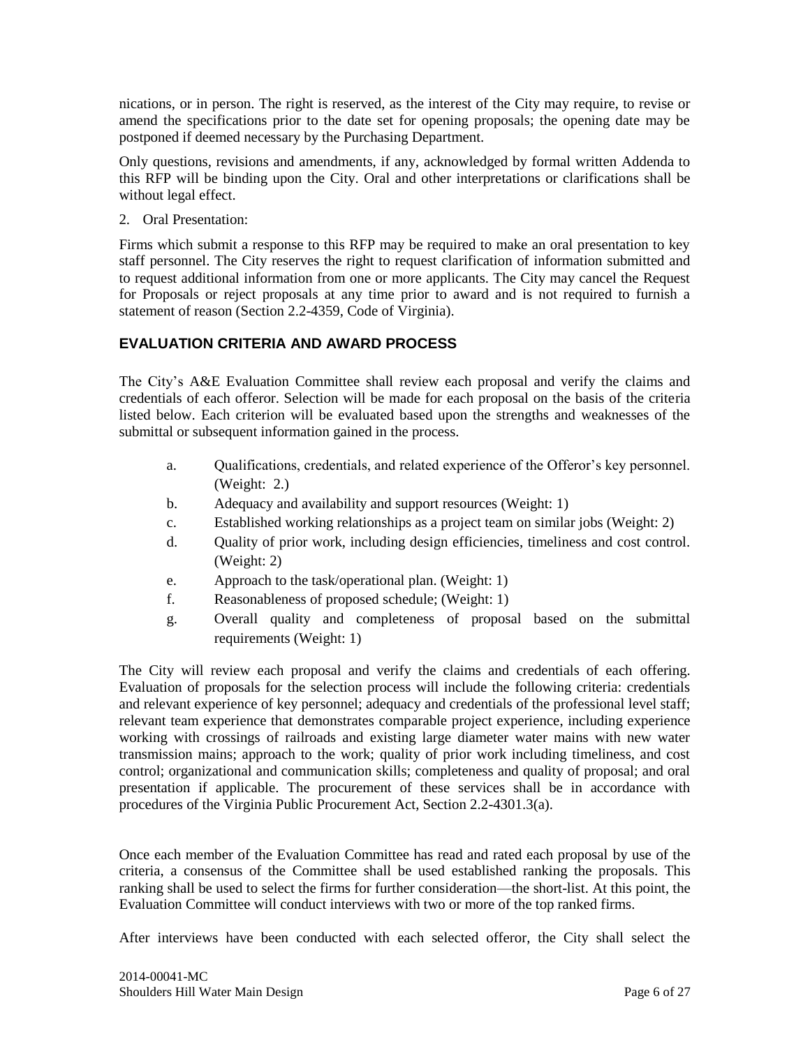nications, or in person. The right is reserved, as the interest of the City may require, to revise or amend the specifications prior to the date set for opening proposals; the opening date may be postponed if deemed necessary by the Purchasing Department.

Only questions, revisions and amendments, if any, acknowledged by formal written Addenda to this RFP will be binding upon the City. Oral and other interpretations or clarifications shall be without legal effect.

2. Oral Presentation:

Firms which submit a response to this RFP may be required to make an oral presentation to key staff personnel. The City reserves the right to request clarification of information submitted and to request additional information from one or more applicants. The City may cancel the Request for Proposals or reject proposals at any time prior to award and is not required to furnish a statement of reason (Section 2.2-4359, Code of Virginia).

## EVALUATION CRITERIA AND AWARD PROCESS

The City's A&E Evaluation Committee shall review each proposal and verify the claims and credentials of each offeror. Selection will be made for each proposal on the basis of the criteria listed below. Each criterion will be evaluated based upon the strengths and weaknesses of the submittal or subsequent information gained in the process.

a. Qualifications, credentials, and related experience of the Offeror's key personnel. (Weight: 2.)
b. Adequacy and availability and support resources (Weight: 1)
c. Established working relationships as a project team on similar jobs (Weight: 2)
d. Quality of prior work, including design efficiencies, timeliness and cost control. (Weight: 2)
e. Approach to the task/operational plan. (Weight: 1)
f. Reasonableness of proposed schedule; (Weight: 1)
g. Overall quality and completeness of proposal based on the submittal requirements (Weight: 1)

The City will review each proposal and verify the claims and credentials of each offering. Evaluation of proposals for the selection process will include the following criteria: credentials and relevant experience of key personnel; adequacy and credentials of the professional level staff; relevant team experience that demonstrates comparable project experience, including experience working with crossings of railroads and existing large diameter water mains with new water transmission mains; approach to the work; quality of prior work including timeliness, and cost control; organizational and communication skills; completeness and quality of proposal; and oral presentation if applicable. The procurement of these services shall be in accordance with procedures of the Virginia Public Procurement Act, Section 2.2-4301.3(a).

Once each member of the Evaluation Committee has read and rated each proposal by use of the criteria, a consensus of the Committee shall be used established ranking the proposals. This ranking shall be used to select the firms for further consideration—the short-list. At this point, the Evaluation Committee will conduct interviews with two or more of the top ranked firms.

After interviews have been conducted with each selected offeror, the City shall select the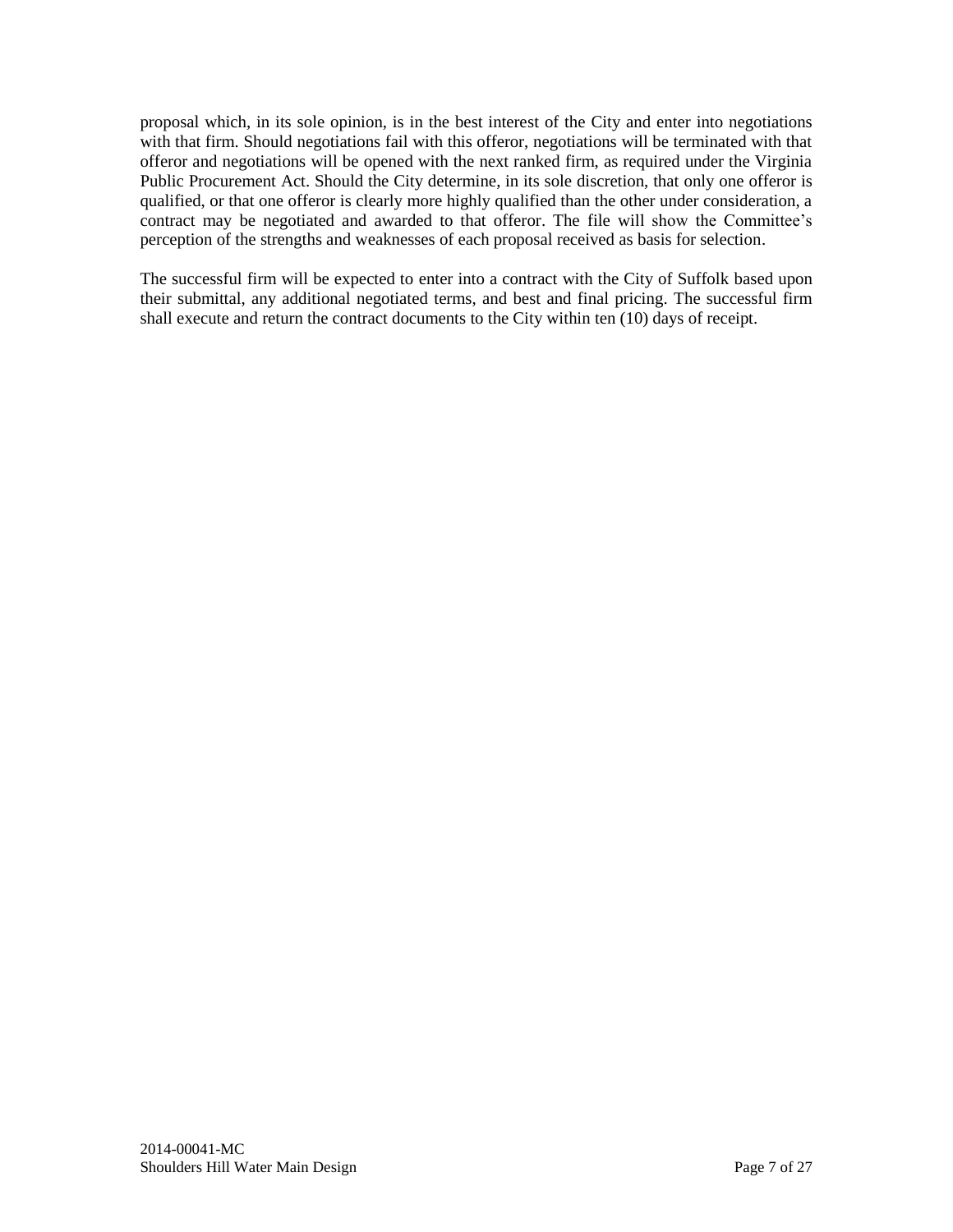proposal which, in its sole opinion, is in the best interest of the City and enter into negotiations with that firm. Should negotiations fail with this offeror, negotiations will be terminated with that offeror and negotiations will be opened with the next ranked firm, as required under the Virginia Public Procurement Act. Should the City determine, in its sole discretion, that only one offeror is qualified, or that one offeror is clearly more highly qualified than the other under consideration, a contract may be negotiated and awarded to that offeror. The file will show the Committee's perception of the strengths and weaknesses of each proposal received as basis for selection.

The successful firm will be expected to enter into a contract with the City of Suffolk based upon their submittal, any additional negotiated terms, and best and final pricing. The successful firm shall execute and return the contract documents to the City within ten (10) days of receipt.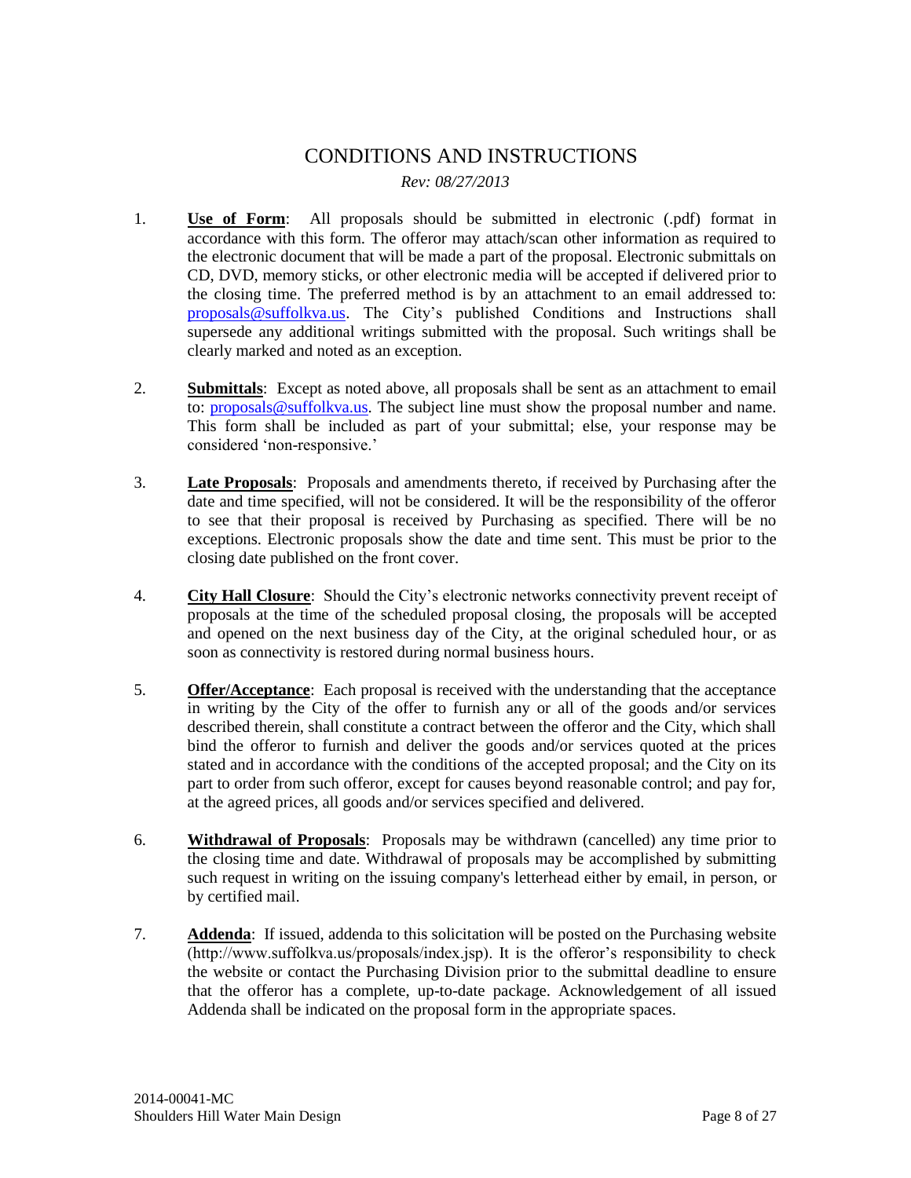# CONDITIONS AND INSTRUCTIONS

*Rev: 08/27/2013*

1. **Use of Form**: All proposals should be submitted in electronic (.pdf) format in accordance with this form. The offeror may attach/scan other information as required to the electronic document that will be made a part of the proposal. Electronic submittals on CD, DVD, memory sticks, or other electronic media will be accepted if delivered prior to the closing time. The preferred method is by an attachment to an email addressed to: proposals@suffolkva.us. The City's published Conditions and Instructions shall supersede any additional writings submitted with the proposal. Such writings shall be clearly marked and noted as an exception.

2. **Submittals**: Except as noted above, all proposals shall be sent as an attachment to email to: proposals@suffolkva.us. The subject line must show the proposal number and name. This form shall be included as part of your submittal; else, your response may be considered 'non-responsive.'

3. **Late Proposals**: Proposals and amendments thereto, if received by Purchasing after the date and time specified, will not be considered. It will be the responsibility of the offeror to see that their proposal is received by Purchasing as specified. There will be no exceptions. Electronic proposals show the date and time sent. This must be prior to the closing date published on the front cover.

4. **City Hall Closure**: Should the City's electronic networks connectivity prevent receipt of proposals at the time of the scheduled proposal closing, the proposals will be accepted and opened on the next business day of the City, at the original scheduled hour, or as soon as connectivity is restored during normal business hours.

5. **Offer/Acceptance**: Each proposal is received with the understanding that the acceptance in writing by the City of the offer to furnish any or all of the goods and/or services described therein, shall constitute a contract between the offeror and the City, which shall bind the offeror to furnish and deliver the goods and/or services quoted at the prices stated and in accordance with the conditions of the accepted proposal; and the City on its part to order from such offeror, except for causes beyond reasonable control; and pay for, at the agreed prices, all goods and/or services specified and delivered.

6. **Withdrawal of Proposals**: Proposals may be withdrawn (cancelled) any time prior to the closing time and date. Withdrawal of proposals may be accomplished by submitting such request in writing on the issuing company's letterhead either by email, in person, or by certified mail.

7. **Addenda**: If issued, addenda to this solicitation will be posted on the Purchasing website (http://www.suffolkva.us/proposals/index.jsp). It is the offeror's responsibility to check the website or contact the Purchasing Division prior to the submittal deadline to ensure that the offeror has a complete, up-to-date package. Acknowledgement of all issued Addenda shall be indicated on the proposal form in the appropriate spaces.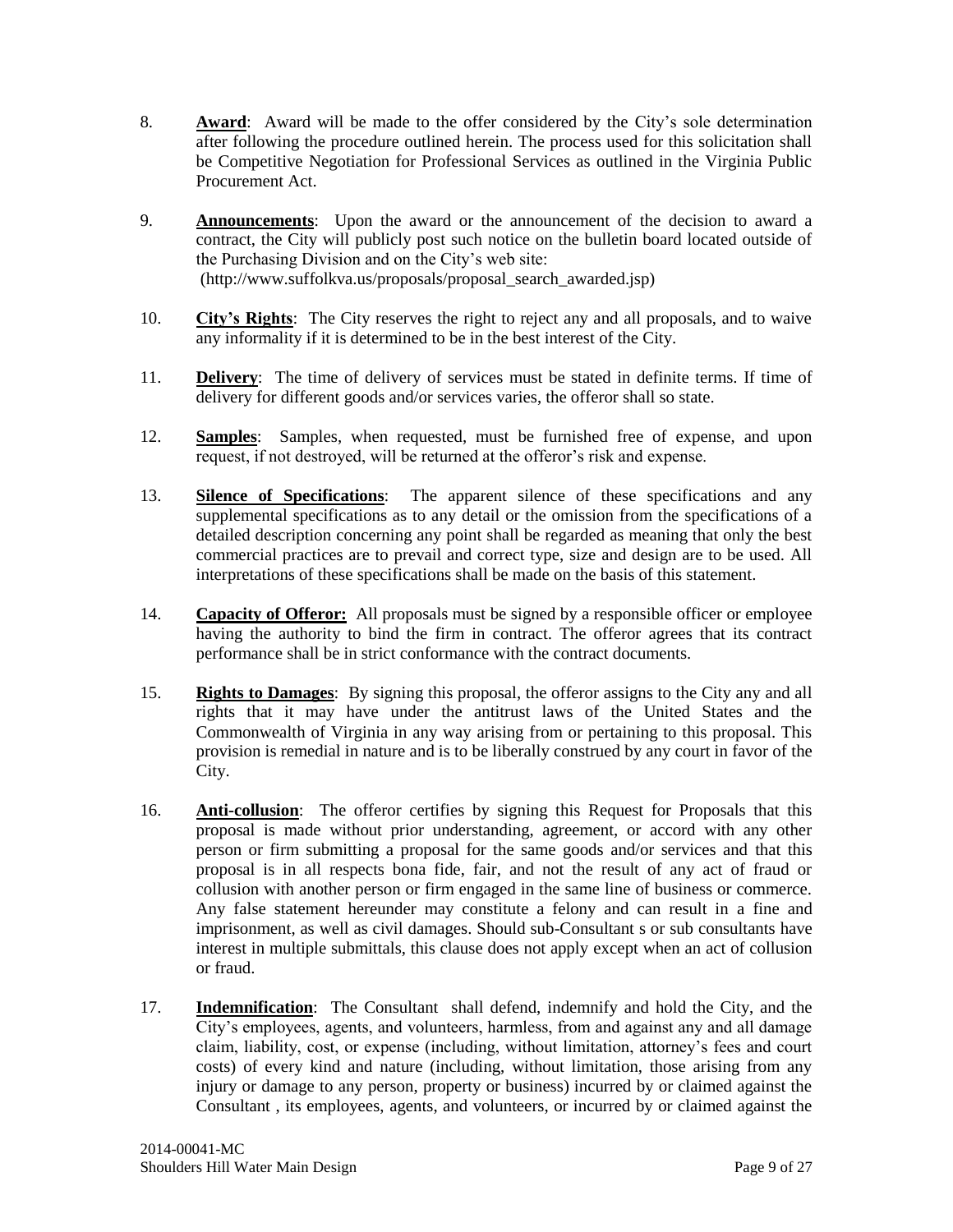8. **Award**: Award will be made to the offer considered by the City's sole determination after following the procedure outlined herein. The process used for this solicitation shall be Competitive Negotiation for Professional Services as outlined in the Virginia Public Procurement Act.

9. **Announcements**: Upon the award or the announcement of the decision to award a contract, the City will publicly post such notice on the bulletin board located outside of the Purchasing Division and on the City's web site: (http://www.suffolkva.us/proposals/proposal_search_awarded.jsp)

10. **City's Rights**: The City reserves the right to reject any and all proposals, and to waive any informality if it is determined to be in the best interest of the City.

11. **Delivery**: The time of delivery of services must be stated in definite terms. If time of delivery for different goods and/or services varies, the offeror shall so state.

12. **Samples**: Samples, when requested, must be furnished free of expense, and upon request, if not destroyed, will be returned at the offeror's risk and expense.

13. **Silence of Specifications**: The apparent silence of these specifications and any supplemental specifications as to any detail or the omission from the specifications of a detailed description concerning any point shall be regarded as meaning that only the best commercial practices are to prevail and correct type, size and design are to be used. All interpretations of these specifications shall be made on the basis of this statement.

14. **Capacity of Offeror:** All proposals must be signed by a responsible officer or employee having the authority to bind the firm in contract. The offeror agrees that its contract performance shall be in strict conformance with the contract documents.

15. **Rights to Damages**: By signing this proposal, the offeror assigns to the City any and all rights that it may have under the antitrust laws of the United States and the Commonwealth of Virginia in any way arising from or pertaining to this proposal. This provision is remedial in nature and is to be liberally construed by any court in favor of the City.

16. **Anti-collusion**: The offeror certifies by signing this Request for Proposals that this proposal is made without prior understanding, agreement, or accord with any other person or firm submitting a proposal for the same goods and/or services and that this proposal is in all respects bona fide, fair, and not the result of any act of fraud or collusion with another person or firm engaged in the same line of business or commerce. Any false statement hereunder may constitute a felony and can result in a fine and imprisonment, as well as civil damages. Should sub-Consultant s or sub consultants have interest in multiple submittals, this clause does not apply except when an act of collusion or fraud.

17. **Indemnification**: The Consultant shall defend, indemnify and hold the City, and the City's employees, agents, and volunteers, harmless, from and against any and all damage claim, liability, cost, or expense (including, without limitation, attorney's fees and court costs) of every kind and nature (including, without limitation, those arising from any injury or damage to any person, property or business) incurred by or claimed against the Consultant , its employees, agents, and volunteers, or incurred by or claimed against the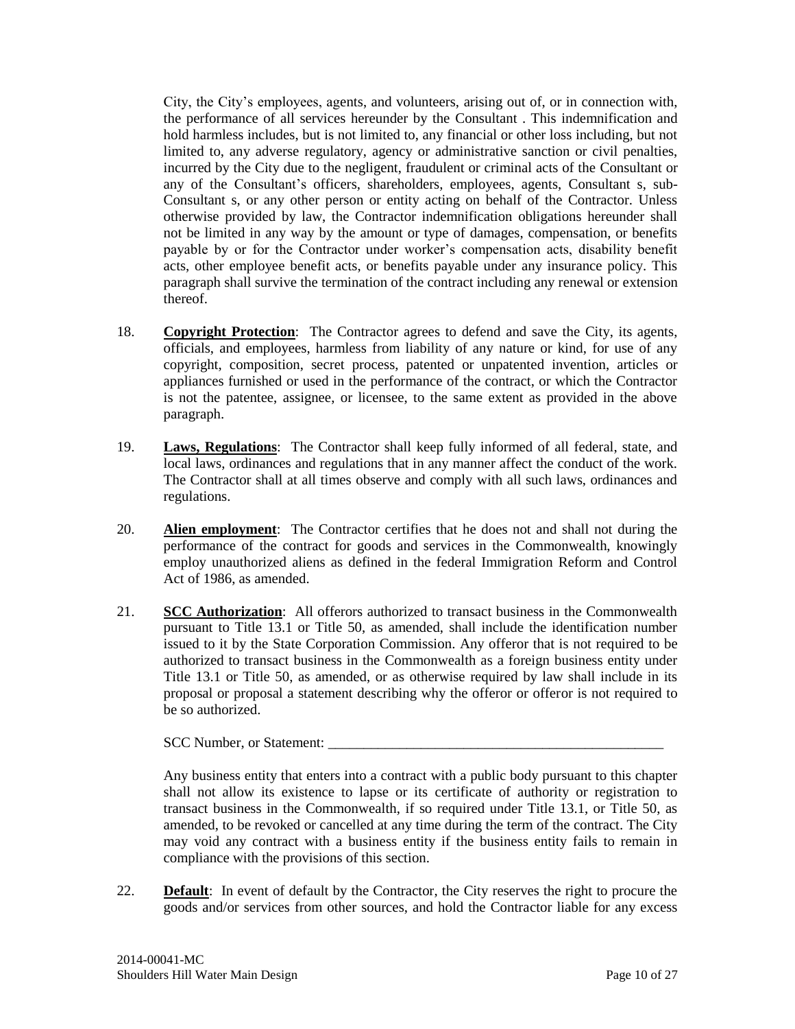City, the City's employees, agents, and volunteers, arising out of, or in connection with, the performance of all services hereunder by the Consultant . This indemnification and hold harmless includes, but is not limited to, any financial or other loss including, but not limited to, any adverse regulatory, agency or administrative sanction or civil penalties, incurred by the City due to the negligent, fraudulent or criminal acts of the Consultant or any of the Consultant's officers, shareholders, employees, agents, Consultant s, sub-Consultant s, or any other person or entity acting on behalf of the Contractor. Unless otherwise provided by law, the Contractor indemnification obligations hereunder shall not be limited in any way by the amount or type of damages, compensation, or benefits payable by or for the Contractor under worker's compensation acts, disability benefit acts, other employee benefit acts, or benefits payable under any insurance policy. This paragraph shall survive the termination of the contract including any renewal or extension thereof.

18. **Copyright Protection**: The Contractor agrees to defend and save the City, its agents, officials, and employees, harmless from liability of any nature or kind, for use of any copyright, composition, secret process, patented or unpatented invention, articles or appliances furnished or used in the performance of the contract, or which the Contractor is not the patentee, assignee, or licensee, to the same extent as provided in the above paragraph.

19. **Laws, Regulations**: The Contractor shall keep fully informed of all federal, state, and local laws, ordinances and regulations that in any manner affect the conduct of the work. The Contractor shall at all times observe and comply with all such laws, ordinances and regulations.

20. **Alien employment**: The Contractor certifies that he does not and shall not during the performance of the contract for goods and services in the Commonwealth, knowingly employ unauthorized aliens as defined in the federal Immigration Reform and Control Act of 1986, as amended.

21. **SCC Authorization**: All offerors authorized to transact business in the Commonwealth pursuant to Title 13.1 or Title 50, as amended, shall include the identification number issued to it by the State Corporation Commission. Any offeror that is not required to be authorized to transact business in the Commonwealth as a foreign business entity under Title 13.1 or Title 50, as amended, or as otherwise required by law shall include in its proposal or proposal a statement describing why the offeror or offeror is not required to be so authorized.

    SCC Number, or Statement: \_\_\_\_\_\_\_\_\_\_\_\_\_\_\_\_\_\_\_\_\_\_\_\_\_\_\_\_\_\_\_\_\_\_\_\_\_\_\_\_\_\_\_\_\_\_\_\_

    Any business entity that enters into a contract with a public body pursuant to this chapter shall not allow its existence to lapse or its certificate of authority or registration to transact business in the Commonwealth, if so required under Title 13.1, or Title 50, as amended, to be revoked or cancelled at any time during the term of the contract. The City may void any contract with a business entity if the business entity fails to remain in compliance with the provisions of this section.

22. **Default**: In event of default by the Contractor, the City reserves the right to procure the goods and/or services from other sources, and hold the Contractor liable for any excess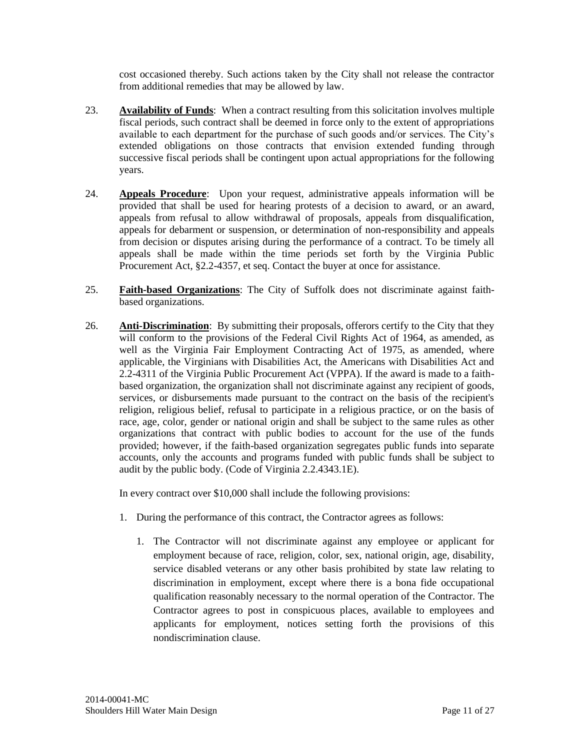cost occasioned thereby. Such actions taken by the City shall not release the contractor from additional remedies that may be allowed by law.

23. **Availability of Funds**: When a contract resulting from this solicitation involves multiple fiscal periods, such contract shall be deemed in force only to the extent of appropriations available to each department for the purchase of such goods and/or services. The City's extended obligations on those contracts that envision extended funding through successive fiscal periods shall be contingent upon actual appropriations for the following years.

24. **Appeals Procedure**: Upon your request, administrative appeals information will be provided that shall be used for hearing protests of a decision to award, or an award, appeals from refusal to allow withdrawal of proposals, appeals from disqualification, appeals for debarment or suspension, or determination of non-responsibility and appeals from decision or disputes arising during the performance of a contract. To be timely all appeals shall be made within the time periods set forth by the Virginia Public Procurement Act, §2.2-4357, et seq. Contact the buyer at once for assistance.

25. **Faith-based Organizations**: The City of Suffolk does not discriminate against faith-based organizations.

26. **Anti-Discrimination**: By submitting their proposals, offerors certify to the City that they will conform to the provisions of the Federal Civil Rights Act of 1964, as amended, as well as the Virginia Fair Employment Contracting Act of 1975, as amended, where applicable, the Virginians with Disabilities Act, the Americans with Disabilities Act and 2.2-4311 of the Virginia Public Procurement Act (VPPA). If the award is made to a faith-based organization, the organization shall not discriminate against any recipient of goods, services, or disbursements made pursuant to the contract on the basis of the recipient's religion, religious belief, refusal to participate in a religious practice, or on the basis of race, age, color, gender or national origin and shall be subject to the same rules as other organizations that contract with public bodies to account for the use of the funds provided; however, if the faith-based organization segregates public funds into separate accounts, only the accounts and programs funded with public funds shall be subject to audit by the public body. (Code of Virginia 2.2.4343.1E).

    In every contract over $10,000 shall include the following provisions:

    1. During the performance of this contract, the Contractor agrees as follows:

        1. The Contractor will not discriminate against any employee or applicant for employment because of race, religion, color, sex, national origin, age, disability, service disabled veterans or any other basis prohibited by state law relating to discrimination in employment, except where there is a bona fide occupational qualification reasonably necessary to the normal operation of the Contractor. The Contractor agrees to post in conspicuous places, available to employees and applicants for employment, notices setting forth the provisions of this nondiscrimination clause.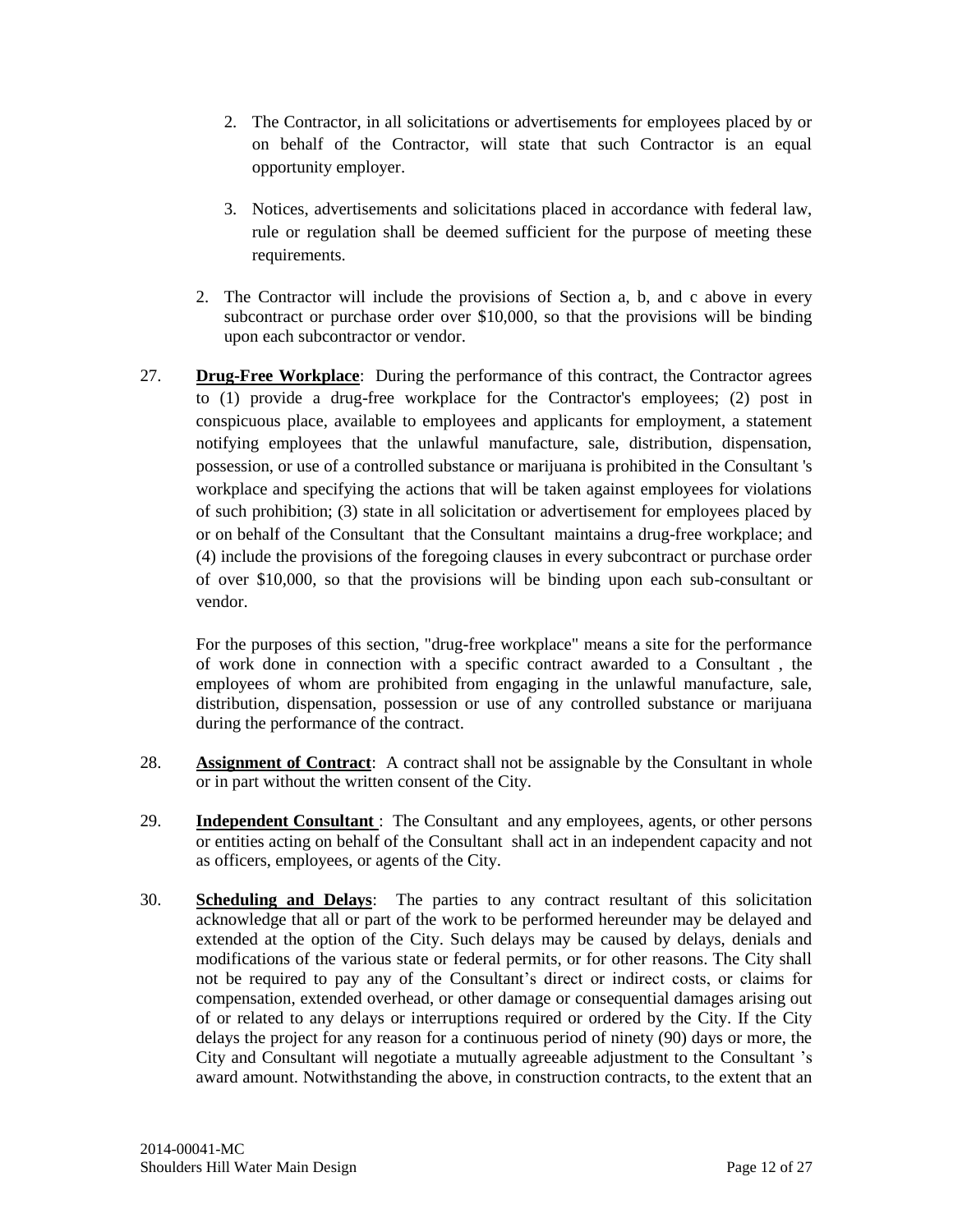2. The Contractor, in all solicitations or advertisements for employees placed by or on behalf of the Contractor, will state that such Contractor is an equal opportunity employer.

3. Notices, advertisements and solicitations placed in accordance with federal law, rule or regulation shall be deemed sufficient for the purpose of meeting these requirements.

2. The Contractor will include the provisions of Section a, b, and c above in every subcontract or purchase order over $10,000, so that the provisions will be binding upon each subcontractor or vendor.

27. **Drug-Free Workplace**: During the performance of this contract, the Contractor agrees to (1) provide a drug-free workplace for the Contractor's employees; (2) post in conspicuous place, available to employees and applicants for employment, a statement notifying employees that the unlawful manufacture, sale, distribution, dispensation, possession, or use of a controlled substance or marijuana is prohibited in the Consultant 's workplace and specifying the actions that will be taken against employees for violations of such prohibition; (3) state in all solicitation or advertisement for employees placed by or on behalf of the Consultant that the Consultant maintains a drug-free workplace; and (4) include the provisions of the foregoing clauses in every subcontract or purchase order of over $10,000, so that the provisions will be binding upon each sub-consultant or vendor.

   For the purposes of this section, "drug-free workplace" means a site for the performance of work done in connection with a specific contract awarded to a Consultant , the employees of whom are prohibited from engaging in the unlawful manufacture, sale, distribution, dispensation, possession or use of any controlled substance or marijuana during the performance of the contract.

28. **Assignment of Contract**: A contract shall not be assignable by the Consultant in whole or in part without the written consent of the City.

29. **Independent Consultant** : The Consultant and any employees, agents, or other persons or entities acting on behalf of the Consultant shall act in an independent capacity and not as officers, employees, or agents of the City.

30. **Scheduling and Delays**: The parties to any contract resultant of this solicitation acknowledge that all or part of the work to be performed hereunder may be delayed and extended at the option of the City. Such delays may be caused by delays, denials and modifications of the various state or federal permits, or for other reasons. The City shall not be required to pay any of the Consultant's direct or indirect costs, or claims for compensation, extended overhead, or other damage or consequential damages arising out of or related to any delays or interruptions required or ordered by the City. If the City delays the project for any reason for a continuous period of ninety (90) days or more, the City and Consultant will negotiate a mutually agreeable adjustment to the Consultant 's award amount. Notwithstanding the above, in construction contracts, to the extent that an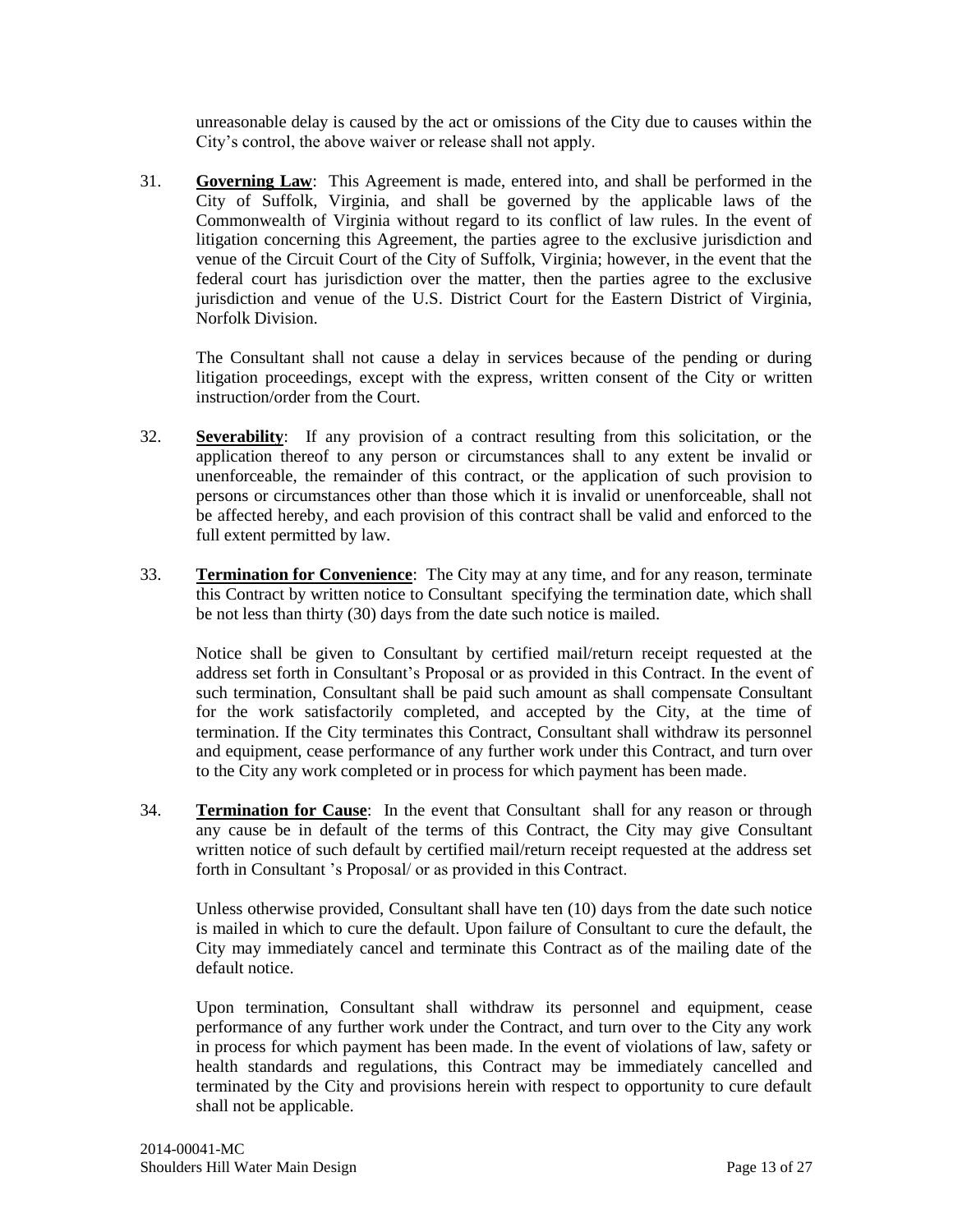unreasonable delay is caused by the act or omissions of the City due to causes within the City's control, the above waiver or release shall not apply.

31. **Governing Law**: This Agreement is made, entered into, and shall be performed in the City of Suffolk, Virginia, and shall be governed by the applicable laws of the Commonwealth of Virginia without regard to its conflict of law rules. In the event of litigation concerning this Agreement, the parties agree to the exclusive jurisdiction and venue of the Circuit Court of the City of Suffolk, Virginia; however, in the event that the federal court has jurisdiction over the matter, then the parties agree to the exclusive jurisdiction and venue of the U.S. District Court for the Eastern District of Virginia, Norfolk Division.

    The Consultant shall not cause a delay in services because of the pending or during litigation proceedings, except with the express, written consent of the City or written instruction/order from the Court.

32. **Severability**: If any provision of a contract resulting from this solicitation, or the application thereof to any person or circumstances shall to any extent be invalid or unenforceable, the remainder of this contract, or the application of such provision to persons or circumstances other than those which it is invalid or unenforceable, shall not be affected hereby, and each provision of this contract shall be valid and enforced to the full extent permitted by law.

33. **Termination for Convenience**: The City may at any time, and for any reason, terminate this Contract by written notice to Consultant specifying the termination date, which shall be not less than thirty (30) days from the date such notice is mailed.

    Notice shall be given to Consultant by certified mail/return receipt requested at the address set forth in Consultant's Proposal or as provided in this Contract. In the event of such termination, Consultant shall be paid such amount as shall compensate Consultant for the work satisfactorily completed, and accepted by the City, at the time of termination. If the City terminates this Contract, Consultant shall withdraw its personnel and equipment, cease performance of any further work under this Contract, and turn over to the City any work completed or in process for which payment has been made.

34. **Termination for Cause**: In the event that Consultant shall for any reason or through any cause be in default of the terms of this Contract, the City may give Consultant written notice of such default by certified mail/return receipt requested at the address set forth in Consultant 's Proposal/ or as provided in this Contract.

    Unless otherwise provided, Consultant shall have ten (10) days from the date such notice is mailed in which to cure the default. Upon failure of Consultant to cure the default, the City may immediately cancel and terminate this Contract as of the mailing date of the default notice.

    Upon termination, Consultant shall withdraw its personnel and equipment, cease performance of any further work under the Contract, and turn over to the City any work in process for which payment has been made. In the event of violations of law, safety or health standards and regulations, this Contract may be immediately cancelled and terminated by the City and provisions herein with respect to opportunity to cure default shall not be applicable.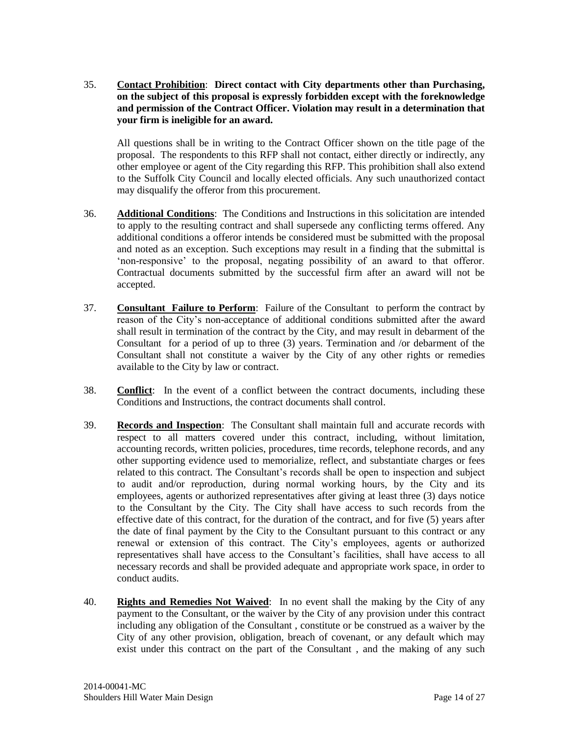35. **<u>Contact Prohibition</u>**: **Direct contact with City departments other than Purchasing, on the subject of this proposal is expressly forbidden except with the foreknowledge and permission of the Contract Officer. Violation may result in a determination that your firm is ineligible for an award.**

    All questions shall be in writing to the Contract Officer shown on the title page of the proposal. The respondents to this RFP shall not contact, either directly or indirectly, any other employee or agent of the City regarding this RFP. This prohibition shall also extend to the Suffolk City Council and locally elected officials. Any such unauthorized contact may disqualify the offeror from this procurement.

36. **<u>Additional Conditions</u>**: The Conditions and Instructions in this solicitation are intended to apply to the resulting contract and shall supersede any conflicting terms offered. Any additional conditions a offeror intends be considered must be submitted with the proposal and noted as an exception. Such exceptions may result in a finding that the submittal is 'non-responsive' to the proposal, negating possibility of an award to that offeror. Contractual documents submitted by the successful firm after an award will not be accepted.

37. **<u>Consultant Failure to Perform</u>**: Failure of the Consultant to perform the contract by reason of the City's non-acceptance of additional conditions submitted after the award shall result in termination of the contract by the City, and may result in debarment of the Consultant for a period of up to three (3) years. Termination and /or debarment of the Consultant shall not constitute a waiver by the City of any other rights or remedies available to the City by law or contract.

38. **<u>Conflict</u>**: In the event of a conflict between the contract documents, including these Conditions and Instructions, the contract documents shall control.

39. **<u>Records and Inspection</u>**: The Consultant shall maintain full and accurate records with respect to all matters covered under this contract, including, without limitation, accounting records, written policies, procedures, time records, telephone records, and any other supporting evidence used to memorialize, reflect, and substantiate charges or fees related to this contract. The Consultant's records shall be open to inspection and subject to audit and/or reproduction, during normal working hours, by the City and its employees, agents or authorized representatives after giving at least three (3) days notice to the Consultant by the City. The City shall have access to such records from the effective date of this contract, for the duration of the contract, and for five (5) years after the date of final payment by the City to the Consultant pursuant to this contract or any renewal or extension of this contract. The City's employees, agents or authorized representatives shall have access to the Consultant's facilities, shall have access to all necessary records and shall be provided adequate and appropriate work space, in order to conduct audits.

40. **<u>Rights and Remedies Not Waived</u>**: In no event shall the making by the City of any payment to the Consultant, or the waiver by the City of any provision under this contract including any obligation of the Consultant , constitute or be construed as a waiver by the City of any other provision, obligation, breach of covenant, or any default which may exist under this contract on the part of the Consultant , and the making of any such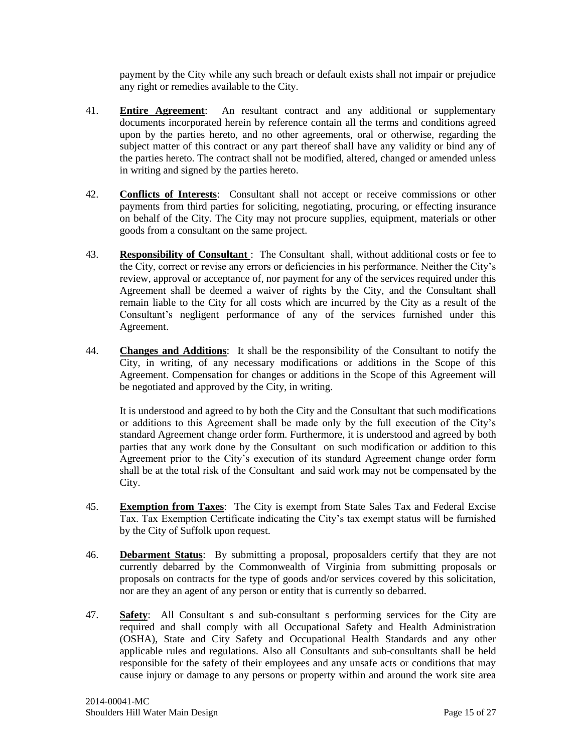payment by the City while any such breach or default exists shall not impair or prejudice any right or remedies available to the City.

41. **Entire Agreement**: An resultant contract and any additional or supplementary documents incorporated herein by reference contain all the terms and conditions agreed upon by the parties hereto, and no other agreements, oral or otherwise, regarding the subject matter of this contract or any part thereof shall have any validity or bind any of the parties hereto. The contract shall not be modified, altered, changed or amended unless in writing and signed by the parties hereto.

42. **Conflicts of Interests**: Consultant shall not accept or receive commissions or other payments from third parties for soliciting, negotiating, procuring, or effecting insurance on behalf of the City. The City may not procure supplies, equipment, materials or other goods from a consultant on the same project.

43. **Responsibility of Consultant** : The Consultant shall, without additional costs or fee to the City, correct or revise any errors or deficiencies in his performance. Neither the City's review, approval or acceptance of, nor payment for any of the services required under this Agreement shall be deemed a waiver of rights by the City, and the Consultant shall remain liable to the City for all costs which are incurred by the City as a result of the Consultant's negligent performance of any of the services furnished under this Agreement.

44. **Changes and Additions**: It shall be the responsibility of the Consultant to notify the City, in writing, of any necessary modifications or additions in the Scope of this Agreement. Compensation for changes or additions in the Scope of this Agreement will be negotiated and approved by the City, in writing.

    It is understood and agreed to by both the City and the Consultant that such modifications or additions to this Agreement shall be made only by the full execution of the City's standard Agreement change order form. Furthermore, it is understood and agreed by both parties that any work done by the Consultant on such modification or addition to this Agreement prior to the City's execution of its standard Agreement change order form shall be at the total risk of the Consultant and said work may not be compensated by the City.

45. **Exemption from Taxes**: The City is exempt from State Sales Tax and Federal Excise Tax. Tax Exemption Certificate indicating the City's tax exempt status will be furnished by the City of Suffolk upon request.

46. **Debarment Status**: By submitting a proposal, proposalders certify that they are not currently debarred by the Commonwealth of Virginia from submitting proposals or proposals on contracts for the type of goods and/or services covered by this solicitation, nor are they an agent of any person or entity that is currently so debarred.

47. **Safety**: All Consultant s and sub-consultant s performing services for the City are required and shall comply with all Occupational Safety and Health Administration (OSHA), State and City Safety and Occupational Health Standards and any other applicable rules and regulations. Also all Consultants and sub-consultants shall be held responsible for the safety of their employees and any unsafe acts or conditions that may cause injury or damage to any persons or property within and around the work site area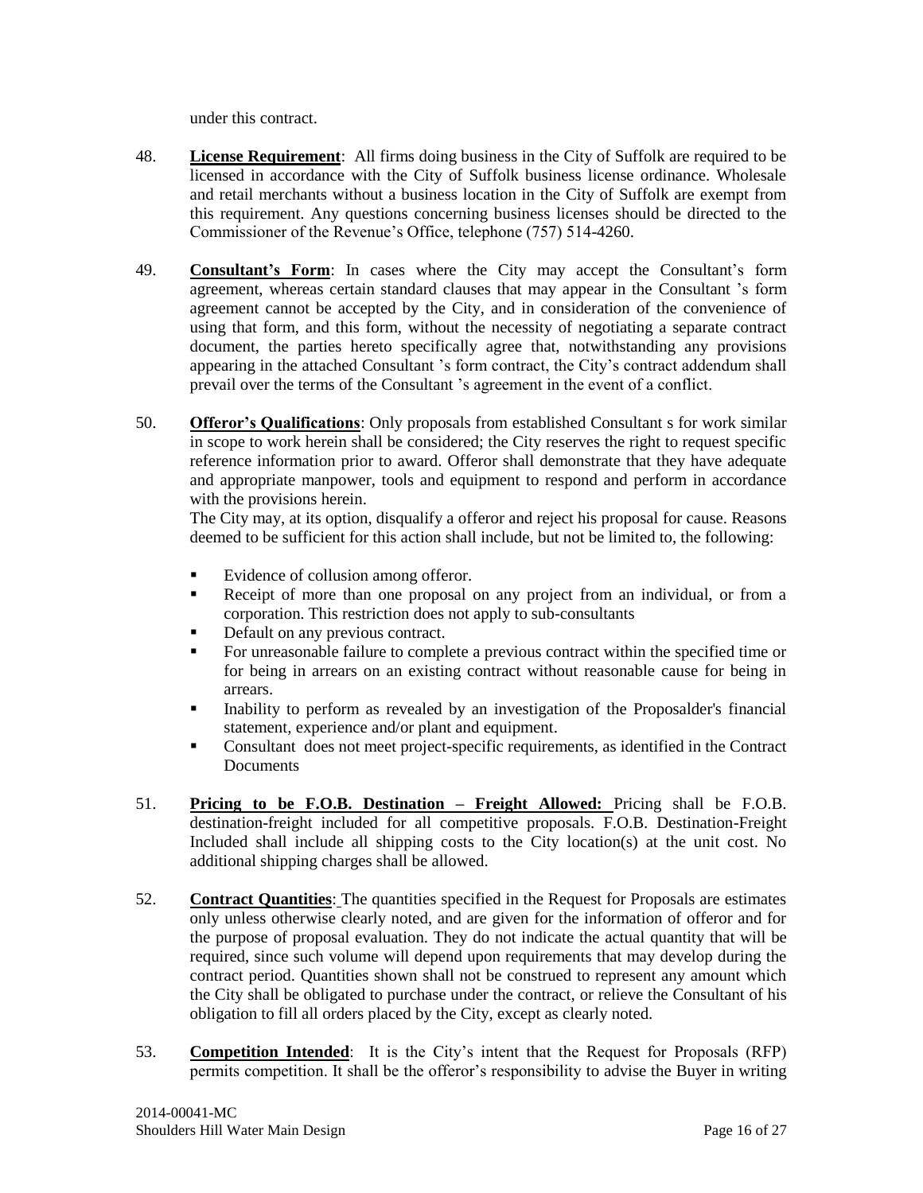under this contract.

48. **License Requirement**: All firms doing business in the City of Suffolk are required to be licensed in accordance with the City of Suffolk business license ordinance. Wholesale and retail merchants without a business location in the City of Suffolk are exempt from this requirement. Any questions concerning business licenses should be directed to the Commissioner of the Revenue's Office, telephone (757) 514-4260.

49. **Consultant's Form**: In cases where the City may accept the Consultant's form agreement, whereas certain standard clauses that may appear in the Consultant 's form agreement cannot be accepted by the City, and in consideration of the convenience of using that form, and this form, without the necessity of negotiating a separate contract document, the parties hereto specifically agree that, notwithstanding any provisions appearing in the attached Consultant 's form contract, the City's contract addendum shall prevail over the terms of the Consultant 's agreement in the event of a conflict.

50. **Offeror's Qualifications**: Only proposals from established Consultant s for work similar in scope to work herein shall be considered; the City reserves the right to request specific reference information prior to award. Offeror shall demonstrate that they have adequate and appropriate manpower, tools and equipment to respond and perform in accordance with the provisions herein.
   The City may, at its option, disqualify a offeror and reject his proposal for cause. Reasons deemed to be sufficient for this action shall include, but not be limited to, the following:

   - Evidence of collusion among offeror.
   - Receipt of more than one proposal on any project from an individual, or from a corporation. This restriction does not apply to sub-consultants
   - Default on any previous contract.
   - For unreasonable failure to complete a previous contract within the specified time or for being in arrears on an existing contract without reasonable cause for being in arrears.
   - Inability to perform as revealed by an investigation of the Proposalder's financial statement, experience and/or plant and equipment.
   - Consultant does not meet project-specific requirements, as identified in the Contract Documents

51. **Pricing to be F.O.B. Destination – Freight Allowed:** Pricing shall be F.O.B. destination-freight included for all competitive proposals. F.O.B. Destination-Freight Included shall include all shipping costs to the City location(s) at the unit cost. No additional shipping charges shall be allowed.

52. **Contract Quantities**: The quantities specified in the Request for Proposals are estimates only unless otherwise clearly noted, and are given for the information of offeror and for the purpose of proposal evaluation. They do not indicate the actual quantity that will be required, since such volume will depend upon requirements that may develop during the contract period. Quantities shown shall not be construed to represent any amount which the City shall be obligated to purchase under the contract, or relieve the Consultant of his obligation to fill all orders placed by the City, except as clearly noted.

53. **Competition Intended**: It is the City's intent that the Request for Proposals (RFP) permits competition. It shall be the offeror's responsibility to advise the Buyer in writing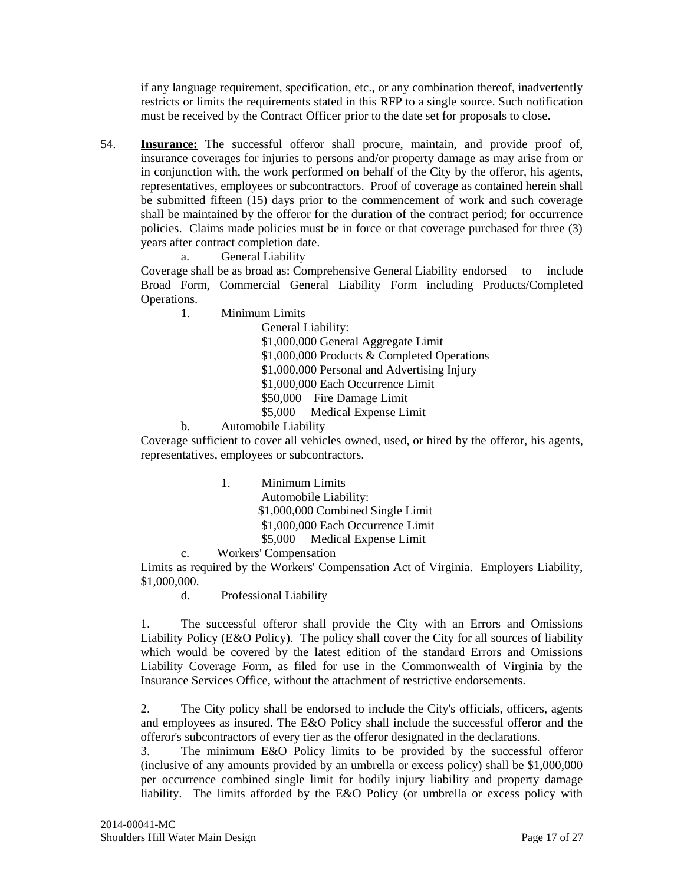if any language requirement, specification, etc., or any combination thereof, inadvertently restricts or limits the requirements stated in this RFP to a single source. Such notification must be received by the Contract Officer prior to the date set for proposals to close.

54. **Insurance:** The successful offeror shall procure, maintain, and provide proof of, insurance coverages for injuries to persons and/or property damage as may arise from or in conjunction with, the work performed on behalf of the City by the offeror, his agents, representatives, employees or subcontractors. Proof of coverage as contained herein shall be submitted fifteen (15) days prior to the commencement of work and such coverage shall be maintained by the offeror for the duration of the contract period; for occurrence policies. Claims made policies must be in force or that coverage purchased for three (3) years after contract completion date.

   a. General Liability

   Coverage shall be as broad as: Comprehensive General Liability endorsed to include Broad Form, Commercial General Liability Form including Products/Completed Operations.

   1. Minimum Limits

      General Liability:
      $1,000,000 General Aggregate Limit
      $1,000,000 Products & Completed Operations
      $1,000,000 Personal and Advertising Injury
      $1,000,000 Each Occurrence Limit
      $50,000 Fire Damage Limit
      $5,000 Medical Expense Limit

   b. Automobile Liability

   Coverage sufficient to cover all vehicles owned, used, or hired by the offeror, his agents, representatives, employees or subcontractors.

   1. Minimum Limits

      Automobile Liability:
      $1,000,000 Combined Single Limit
      $1,000,000 Each Occurrence Limit
      $5,000 Medical Expense Limit

   c. Workers' Compensation

   Limits as required by the Workers' Compensation Act of Virginia. Employers Liability, $1,000,000.

   d. Professional Liability

   1. The successful offeror shall provide the City with an Errors and Omissions Liability Policy (E&O Policy). The policy shall cover the City for all sources of liability which would be covered by the latest edition of the standard Errors and Omissions Liability Coverage Form, as filed for use in the Commonwealth of Virginia by the Insurance Services Office, without the attachment of restrictive endorsements.

   2. The City policy shall be endorsed to include the City's officials, officers, agents and employees as insured. The E&O Policy shall include the successful offeror and the offeror's subcontractors of every tier as the offeror designated in the declarations.

   3. The minimum E&O Policy limits to be provided by the successful offeror (inclusive of any amounts provided by an umbrella or excess policy) shall be $1,000,000 per occurrence combined single limit for bodily injury liability and property damage liability. The limits afforded by the E&O Policy (or umbrella or excess policy with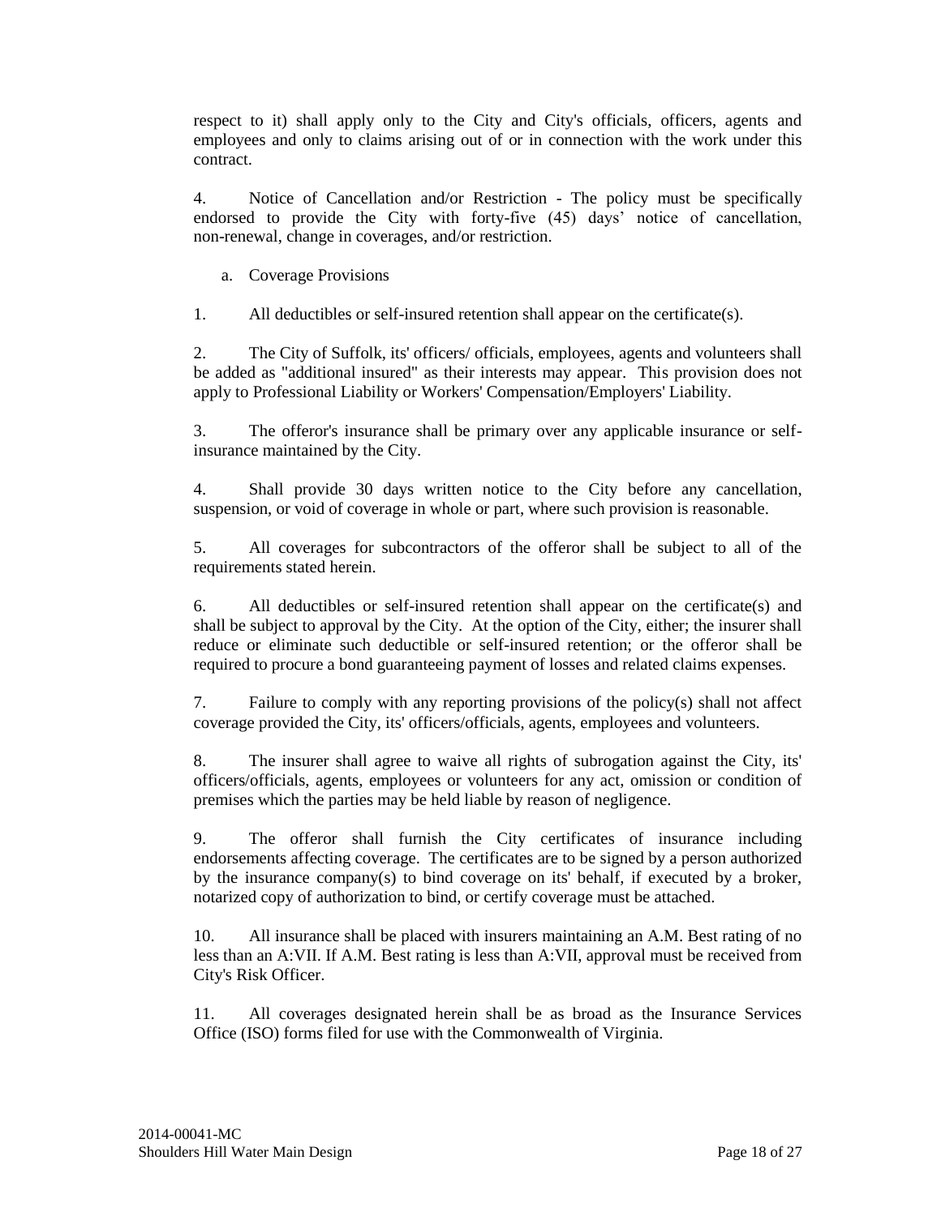respect to it) shall apply only to the City and City's officials, officers, agents and employees and only to claims arising out of or in connection with the work under this contract.

4. Notice of Cancellation and/or Restriction - The policy must be specifically endorsed to provide the City with forty-five (45) days' notice of cancellation, non-renewal, change in coverages, and/or restriction.

a. Coverage Provisions

1. All deductibles or self-insured retention shall appear on the certificate(s).

2. The City of Suffolk, its' officers/ officials, employees, agents and volunteers shall be added as "additional insured" as their interests may appear. This provision does not apply to Professional Liability or Workers' Compensation/Employers' Liability.

3. The offeror's insurance shall be primary over any applicable insurance or self-insurance maintained by the City.

4. Shall provide 30 days written notice to the City before any cancellation, suspension, or void of coverage in whole or part, where such provision is reasonable.

5. All coverages for subcontractors of the offeror shall be subject to all of the requirements stated herein.

6. All deductibles or self-insured retention shall appear on the certificate(s) and shall be subject to approval by the City. At the option of the City, either; the insurer shall reduce or eliminate such deductible or self-insured retention; or the offeror shall be required to procure a bond guaranteeing payment of losses and related claims expenses.

7. Failure to comply with any reporting provisions of the policy(s) shall not affect coverage provided the City, its' officers/officials, agents, employees and volunteers.

8. The insurer shall agree to waive all rights of subrogation against the City, its' officers/officials, agents, employees or volunteers for any act, omission or condition of premises which the parties may be held liable by reason of negligence.

9. The offeror shall furnish the City certificates of insurance including endorsements affecting coverage. The certificates are to be signed by a person authorized by the insurance company(s) to bind coverage on its' behalf, if executed by a broker, notarized copy of authorization to bind, or certify coverage must be attached.

10. All insurance shall be placed with insurers maintaining an A.M. Best rating of no less than an A:VII. If A.M. Best rating is less than A:VII, approval must be received from City's Risk Officer.

11. All coverages designated herein shall be as broad as the Insurance Services Office (ISO) forms filed for use with the Commonwealth of Virginia.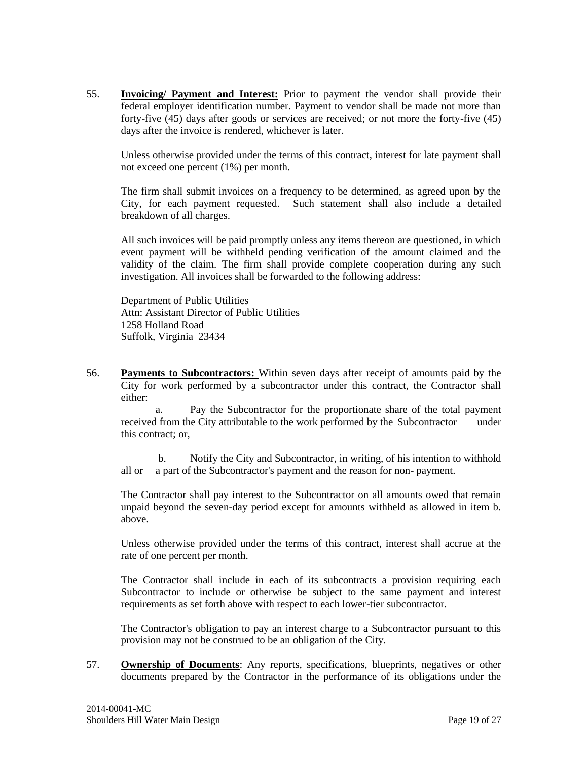55. **Invoicing/ Payment and Interest:** Prior to payment the vendor shall provide their federal employer identification number. Payment to vendor shall be made not more than forty-five (45) days after goods or services are received; or not more the forty-five (45) days after the invoice is rendered, whichever is later.

    Unless otherwise provided under the terms of this contract, interest for late payment shall not exceed one percent (1%) per month.

    The firm shall submit invoices on a frequency to be determined, as agreed upon by the City, for each payment requested. Such statement shall also include a detailed breakdown of all charges.

    All such invoices will be paid promptly unless any items thereon are questioned, in which event payment will be withheld pending verification of the amount claimed and the validity of the claim. The firm shall provide complete cooperation during any such investigation. All invoices shall be forwarded to the following address:

    Department of Public Utilities
    Attn: Assistant Director of Public Utilities
    1258 Holland Road
    Suffolk, Virginia 23434

56. **Payments to Subcontractors:** Within seven days after receipt of amounts paid by the City for work performed by a subcontractor under this contract, the Contractor shall either:

    a. Pay the Subcontractor for the proportionate share of the total payment received from the City attributable to the work performed by the Subcontractor under this contract; or,

    b. Notify the City and Subcontractor, in writing, of his intention to withhold all or a part of the Subcontractor's payment and the reason for non- payment.

    The Contractor shall pay interest to the Subcontractor on all amounts owed that remain unpaid beyond the seven-day period except for amounts withheld as allowed in item b. above.

    Unless otherwise provided under the terms of this contract, interest shall accrue at the rate of one percent per month.

    The Contractor shall include in each of its subcontracts a provision requiring each Subcontractor to include or otherwise be subject to the same payment and interest requirements as set forth above with respect to each lower-tier subcontractor.

    The Contractor's obligation to pay an interest charge to a Subcontractor pursuant to this provision may not be construed to be an obligation of the City.

57. **Ownership of Documents**: Any reports, specifications, blueprints, negatives or other documents prepared by the Contractor in the performance of its obligations under the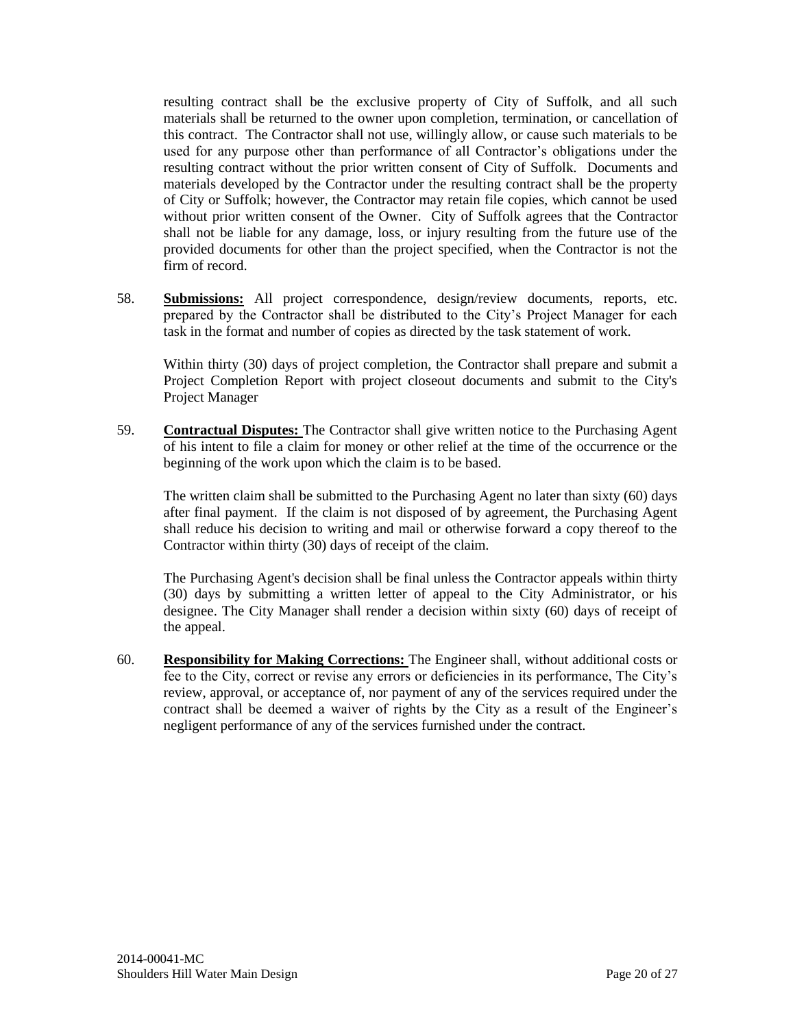resulting contract shall be the exclusive property of City of Suffolk, and all such materials shall be returned to the owner upon completion, termination, or cancellation of this contract. The Contractor shall not use, willingly allow, or cause such materials to be used for any purpose other than performance of all Contractor's obligations under the resulting contract without the prior written consent of City of Suffolk. Documents and materials developed by the Contractor under the resulting contract shall be the property of City or Suffolk; however, the Contractor may retain file copies, which cannot be used without prior written consent of the Owner. City of Suffolk agrees that the Contractor shall not be liable for any damage, loss, or injury resulting from the future use of the provided documents for other than the project specified, when the Contractor is not the firm of record.

58. **Submissions:** All project correspondence, design/review documents, reports, etc. prepared by the Contractor shall be distributed to the City's Project Manager for each task in the format and number of copies as directed by the task statement of work.

    Within thirty (30) days of project completion, the Contractor shall prepare and submit a Project Completion Report with project closeout documents and submit to the City's Project Manager

59. **Contractual Disputes:** The Contractor shall give written notice to the Purchasing Agent of his intent to file a claim for money or other relief at the time of the occurrence or the beginning of the work upon which the claim is to be based.

    The written claim shall be submitted to the Purchasing Agent no later than sixty (60) days after final payment. If the claim is not disposed of by agreement, the Purchasing Agent shall reduce his decision to writing and mail or otherwise forward a copy thereof to the Contractor within thirty (30) days of receipt of the claim.

    The Purchasing Agent's decision shall be final unless the Contractor appeals within thirty (30) days by submitting a written letter of appeal to the City Administrator, or his designee. The City Manager shall render a decision within sixty (60) days of receipt of the appeal.

60. **Responsibility for Making Corrections:** The Engineer shall, without additional costs or fee to the City, correct or revise any errors or deficiencies in its performance, The City's review, approval, or acceptance of, nor payment of any of the services required under the contract shall be deemed a waiver of rights by the City as a result of the Engineer's negligent performance of any of the services furnished under the contract.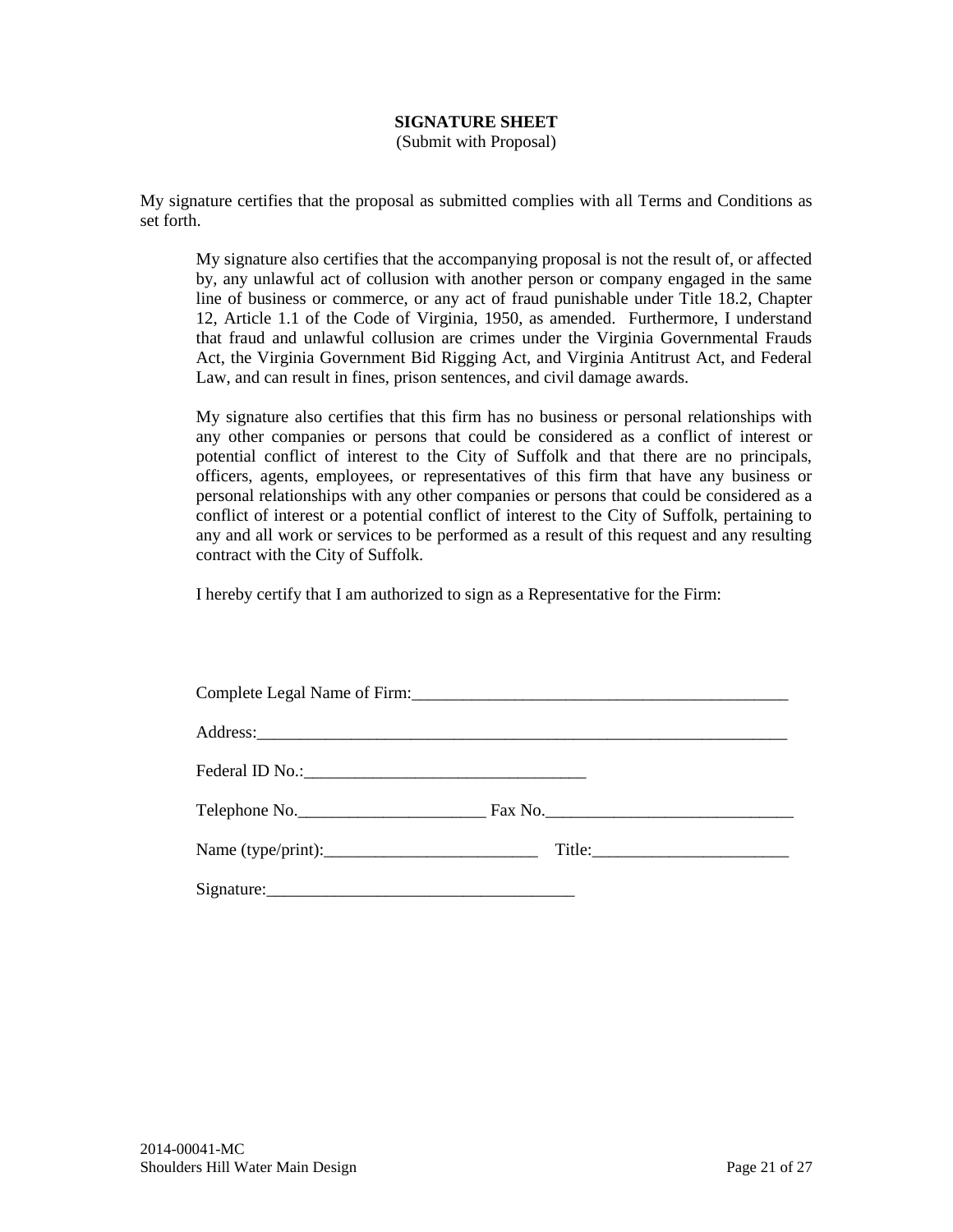**SIGNATURE SHEET**

(Submit with Proposal)

My signature certifies that the proposal as submitted complies with all Terms and Conditions as set forth.

My signature also certifies that the accompanying proposal is not the result of, or affected by, any unlawful act of collusion with another person or company engaged in the same line of business or commerce, or any act of fraud punishable under Title 18.2, Chapter 12, Article 1.1 of the Code of Virginia, 1950, as amended. Furthermore, I understand that fraud and unlawful collusion are crimes under the Virginia Governmental Frauds Act, the Virginia Government Bid Rigging Act, and Virginia Antitrust Act, and Federal Law, and can result in fines, prison sentences, and civil damage awards.

My signature also certifies that this firm has no business or personal relationships with any other companies or persons that could be considered as a conflict of interest or potential conflict of interest to the City of Suffolk and that there are no principals, officers, agents, employees, or representatives of this firm that have any business or personal relationships with any other companies or persons that could be considered as a conflict of interest or a potential conflict of interest to the City of Suffolk, pertaining to any and all work or services to be performed as a result of this request and any resulting contract with the City of Suffolk.

I hereby certify that I am authorized to sign as a Representative for the Firm:

Complete Legal Name of Firm:_____________________________________________

Address:_________________________________________________________________

Federal ID No.:_________________________________

Telephone No.______________________ Fax No._____________________________

Name (type/print):_________________________ Title:_______________________

Signature:____________________________________

2014-00041-MC
Shoulders Hill Water Main Design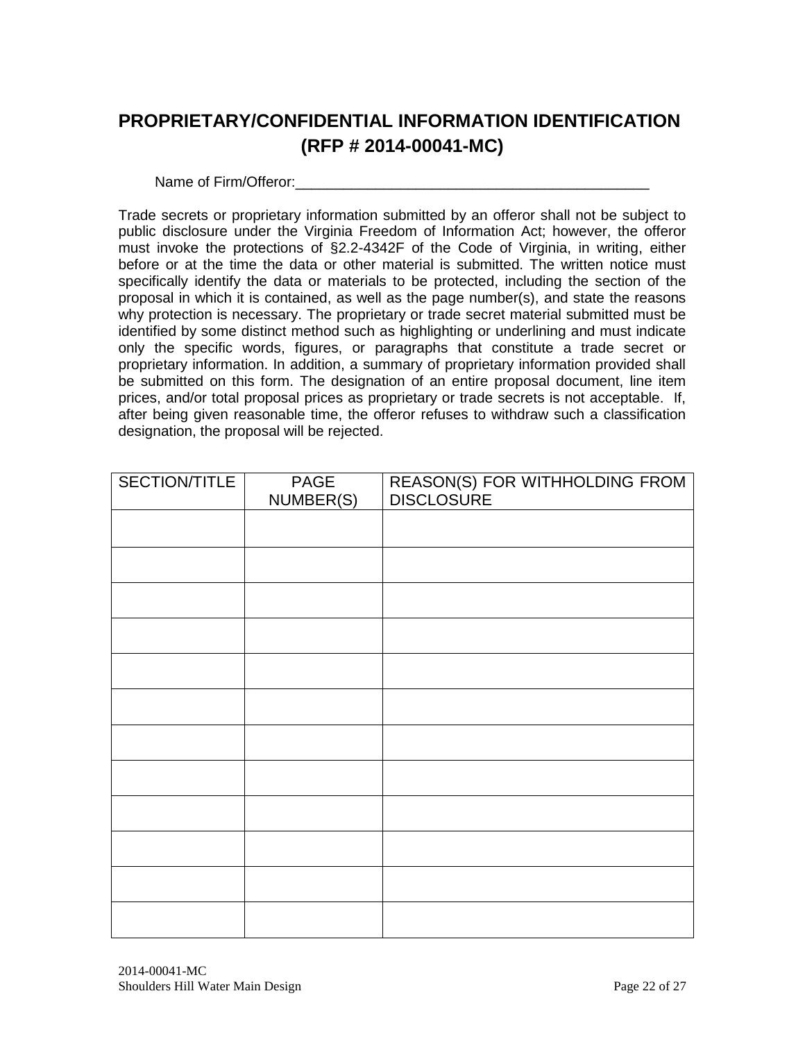# PROPRIETARY/CONFIDENTIAL INFORMATION IDENTIFICATION (RFP # 2014-00041-MC)

Name of Firm/Offeror:_____________________________________________

Trade secrets or proprietary information submitted by an offeror shall not be subject to public disclosure under the Virginia Freedom of Information Act; however, the offeror must invoke the protections of §2.2-4342F of the Code of Virginia, in writing, either before or at the time the data or other material is submitted. The written notice must specifically identify the data or materials to be protected, including the section of the proposal in which it is contained, as well as the page number(s), and state the reasons why protection is necessary. The proprietary or trade secret material submitted must be identified by some distinct method such as highlighting or underlining and must indicate only the specific words, figures, or paragraphs that constitute a trade secret or proprietary information. In addition, a summary of proprietary information provided shall be submitted on this form. The designation of an entire proposal document, line item prices, and/or total proposal prices as proprietary or trade secrets is not acceptable. If, after being given reasonable time, the offeror refuses to withdraw such a classification designation, the proposal will be rejected.

| SECTION/TITLE | PAGE NUMBER(S) | REASON(S) FOR WITHHOLDING FROM DISCLOSURE |
|---|---|---|
| | | |
| | | |
| | | |
| | | |
| | | |
| | | |
| | | |
| | | |
| | | |
| | | |
| | | |
| | | |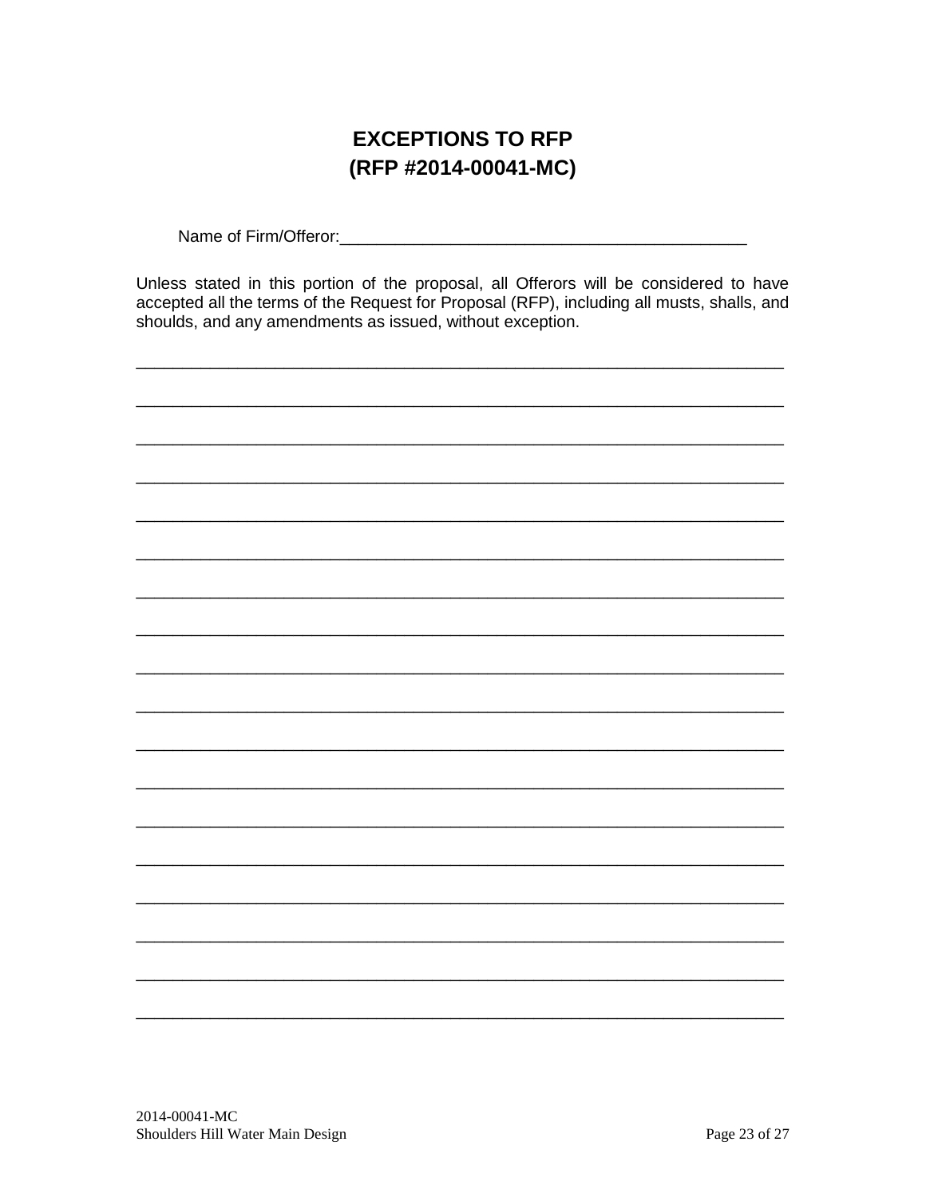# EXCEPTIONS TO RFP
# (RFP #2014-00041-MC)

Name of Firm/Offeror:_____________________________________________

Unless stated in this portion of the proposal, all Offerors will be considered to have accepted all the terms of the Request for Proposal (RFP), including all musts, shalls, and shoulds, and any amendments as issued, without exception.

________________________________________________________________________

________________________________________________________________________

________________________________________________________________________

________________________________________________________________________

________________________________________________________________________

________________________________________________________________________

________________________________________________________________________

________________________________________________________________________

________________________________________________________________________

________________________________________________________________________

________________________________________________________________________

________________________________________________________________________

________________________________________________________________________

________________________________________________________________________

________________________________________________________________________

________________________________________________________________________

________________________________________________________________________

________________________________________________________________________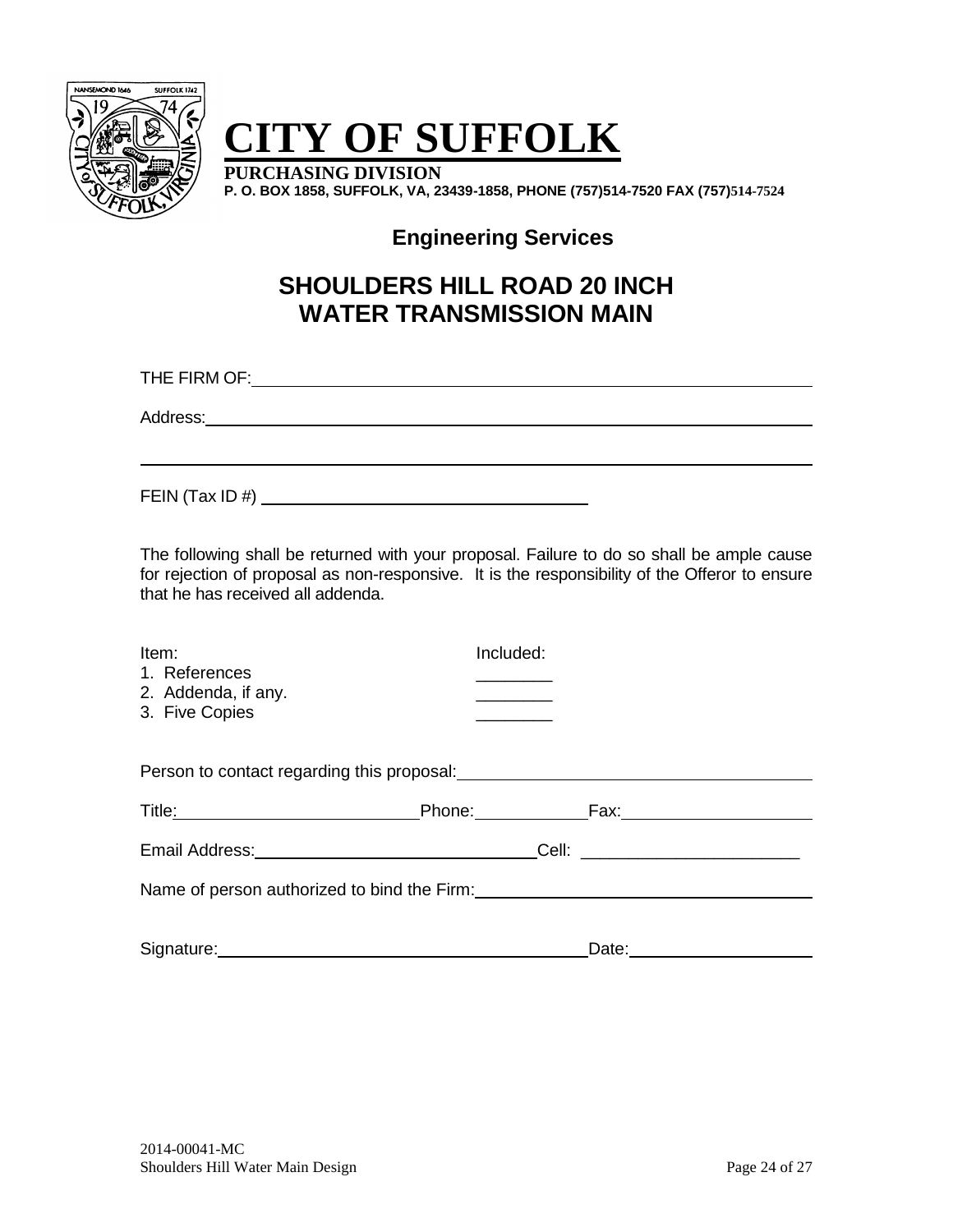# CITY OF SUFFOLK

**PURCHASING DIVISION**
**P. O. BOX 1858, SUFFOLK, VA, 23439-1858, PHONE (757)514-7520 FAX (757)514-7524**

## Engineering Services

## SHOULDERS HILL ROAD 20 INCH WATER TRANSMISSION MAIN

THE FIRM OF: ____________________________________________

Address: ____________________________________________

____________________________________________

FEIN (Tax ID #) ______________________________

The following shall be returned with your proposal. Failure to do so shall be ample cause for rejection of proposal as non-responsive. It is the responsibility of the Offeror to ensure that he has received all addenda.

| Item: | Included: |
|---|---|
| 1. References | ________ |
| 2. Addenda, if any. | ________ |
| 3. Five Copies | ________ |

Person to contact regarding this proposal: ______________________________

Title: ____________________ Phone: __________ Fax: ________________

Email Address: __________________________ Cell: ______________________

Name of person authorized to bind the Firm: ______________________________

Signature: ________________________________ Date: ________________

2014-00041-MC
Shoulders Hill Water Main Design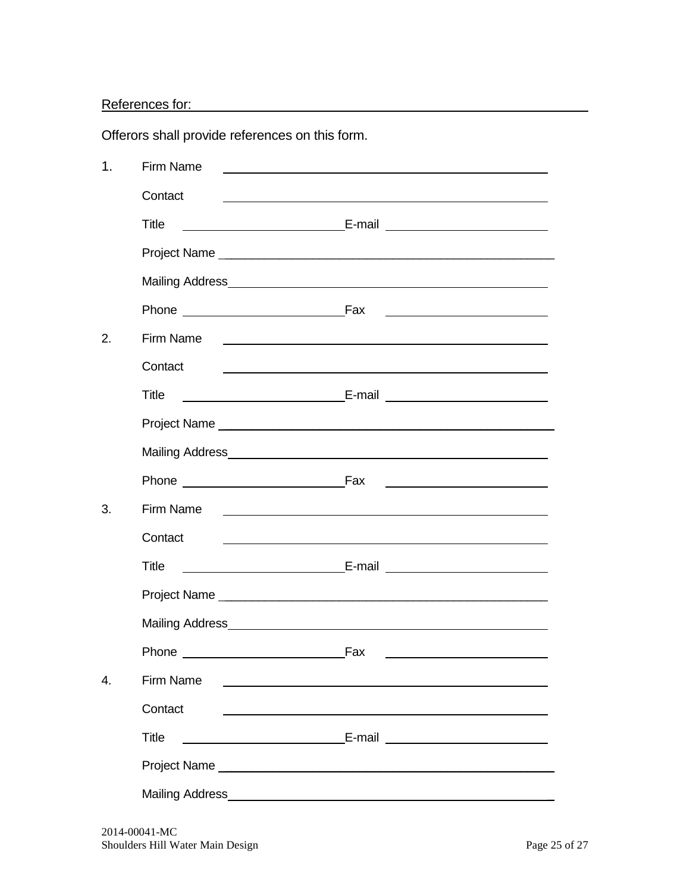References for: ______________________________________________

Offerors shall provide references on this form.

1. Firm Name ______________________________________________

   Contact ______________________________________________

   Title ______________________ E-mail ______________________

   Project Name ______________________________________________

   Mailing Address ______________________________________________

   Phone ______________________ Fax ______________________

2. Firm Name ______________________________________________

   Contact ______________________________________________

   Title ______________________ E-mail ______________________

   Project Name ______________________________________________

   Mailing Address ______________________________________________

   Phone ______________________ Fax ______________________

3. Firm Name ______________________________________________

   Contact ______________________________________________

   Title ______________________ E-mail ______________________

   Project Name ______________________________________________

   Mailing Address ______________________________________________

   Phone ______________________ Fax ______________________

4. Firm Name ______________________________________________

   Contact ______________________________________________

   Title ______________________ E-mail ______________________

   Project Name ______________________________________________

   Mailing Address ______________________________________________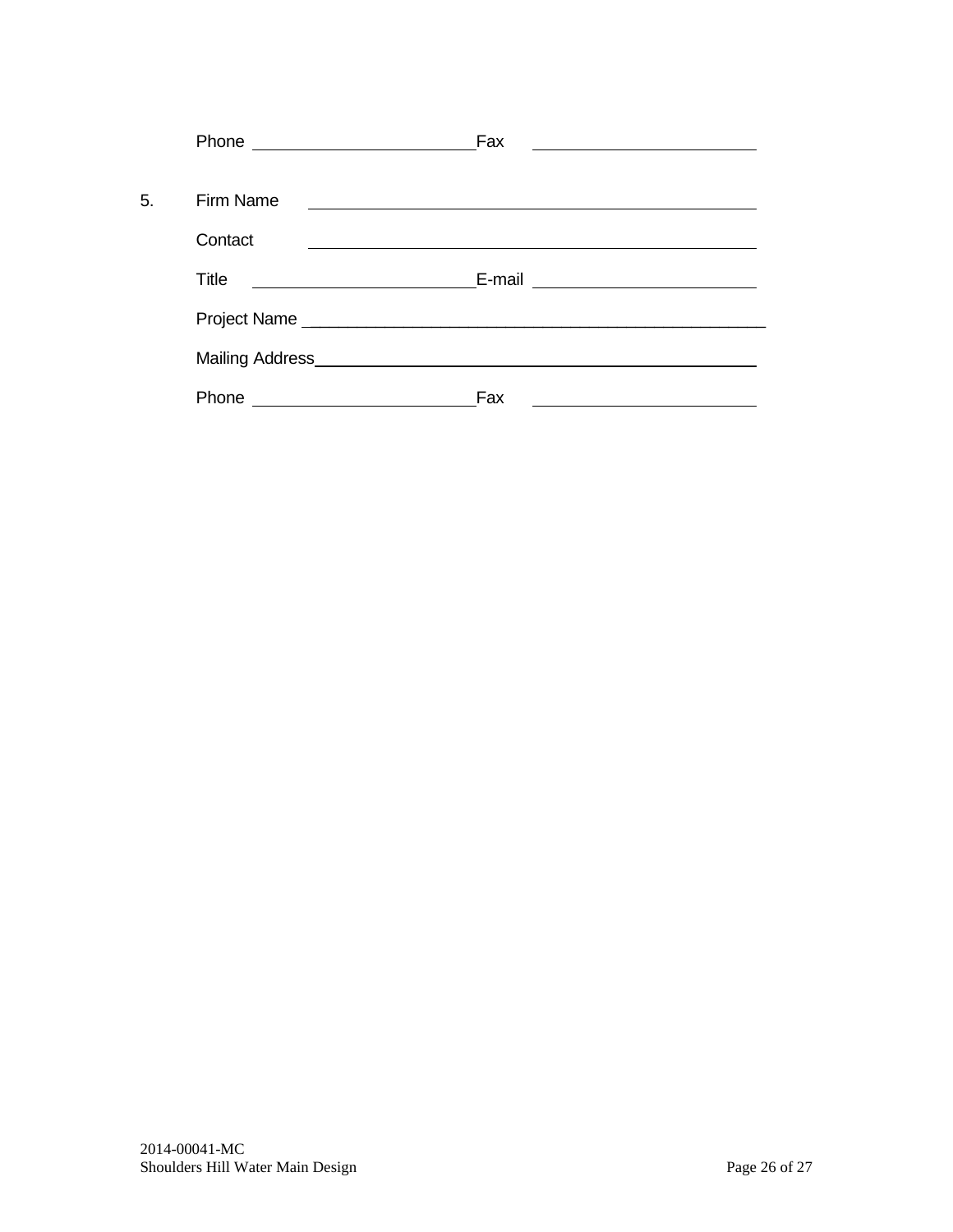Phone ________________________ Fax ________________________

5. Firm Name ________________________________________________

   Contact ________________________________________________

   Title ________________________ E-mail ________________________

   Project Name ________________________________________________

   Mailing Address ________________________________________________

   Phone ________________________ Fax ________________________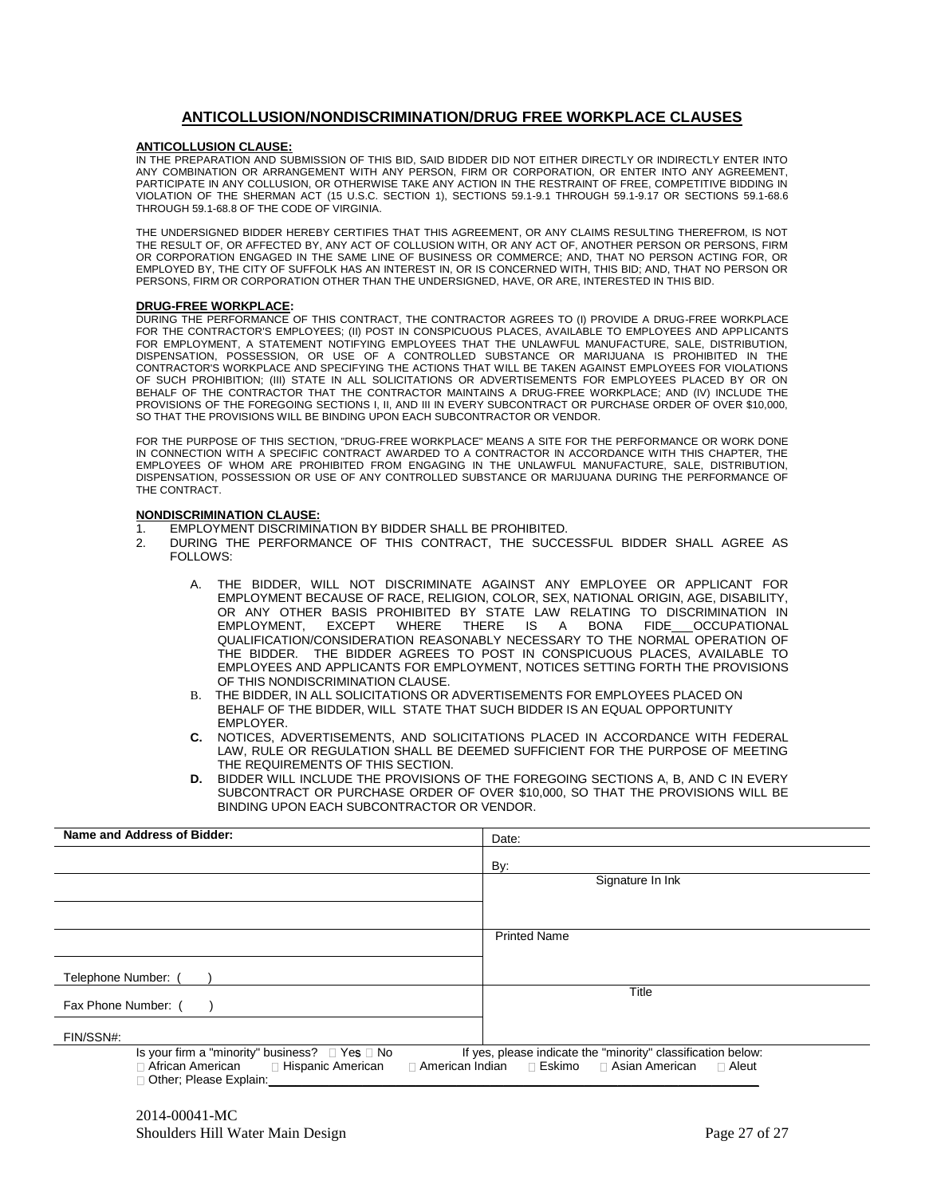# ANTICOLLUSION/NONDISCRIMINATION/DRUG FREE WORKPLACE CLAUSES

**ANTICOLLUSION CLAUSE:**

IN THE PREPARATION AND SUBMISSION OF THIS BID, SAID BIDDER DID NOT EITHER DIRECTLY OR INDIRECTLY ENTER INTO ANY COMBINATION OR ARRANGEMENT WITH ANY PERSON, FIRM OR CORPORATION, OR ENTER INTO ANY AGREEMENT, PARTICIPATE IN ANY COLLUSION, OR OTHERWISE TAKE ANY ACTION IN THE RESTRAINT OF FREE, COMPETITIVE BIDDING IN VIOLATION OF THE SHERMAN ACT (15 U.S.C. SECTION 1), SECTIONS 59.1-9.1 THROUGH 59.1-9.17 OR SECTIONS 59.1-68.6 THROUGH 59.1-68.8 OF THE CODE OF VIRGINIA.

THE UNDERSIGNED BIDDER HEREBY CERTIFIES THAT THIS AGREEMENT, OR ANY CLAIMS RESULTING THEREFROM, IS NOT THE RESULT OF, OR AFFECTED BY, ANY ACT OF COLLUSION WITH, OR ANY ACT OF, ANOTHER PERSON OR PERSONS, FIRM OR CORPORATION ENGAGED IN THE SAME LINE OF BUSINESS OR COMMERCE; AND, THAT NO PERSON ACTING FOR, OR EMPLOYED BY, THE CITY OF SUFFOLK HAS AN INTEREST IN, OR IS CONCERNED WITH, THIS BID; AND, THAT NO PERSON OR PERSONS, FIRM OR CORPORATION OTHER THAN THE UNDERSIGNED, HAVE, OR ARE, INTERESTED IN THIS BID.

**DRUG-FREE WORKPLACE:**

DURING THE PERFORMANCE OF THIS CONTRACT, THE CONTRACTOR AGREES TO (I) PROVIDE A DRUG-FREE WORKPLACE FOR THE CONTRACTOR'S EMPLOYEES; (II) POST IN CONSPICUOUS PLACES, AVAILABLE TO EMPLOYEES AND APPLICANTS FOR EMPLOYMENT, A STATEMENT NOTIFYING EMPLOYEES THAT THE UNLAWFUL MANUFACTURE, SALE, DISTRIBUTION, DISPENSATION, POSSESSION, OR USE OF A CONTROLLED SUBSTANCE OR MARIJUANA IS PROHIBITED IN THE CONTRACTOR'S WORKPLACE AND SPECIFYING THE ACTIONS THAT WILL BE TAKEN AGAINST EMPLOYEES FOR VIOLATIONS OF SUCH PROHIBITION; (III) STATE IN ALL SOLICITATIONS OR ADVERTISEMENTS FOR EMPLOYEES PLACED BY OR ON BEHALF OF THE CONTRACTOR THAT THE CONTRACTOR MAINTAINS A DRUG-FREE WORKPLACE; AND (IV) INCLUDE THE PROVISIONS OF THE FOREGOING SECTIONS I, II, AND III IN EVERY SUBCONTRACT OR PURCHASE ORDER OF OVER $10,000, SO THAT THE PROVISIONS WILL BE BINDING UPON EACH SUBCONTRACTOR OR VENDOR.

FOR THE PURPOSE OF THIS SECTION, "DRUG-FREE WORKPLACE" MEANS A SITE FOR THE PERFORMANCE OR WORK DONE IN CONNECTION WITH A SPECIFIC CONTRACT AWARDED TO A CONTRACTOR IN ACCORDANCE WITH THIS CHAPTER, THE EMPLOYEES OF WHOM ARE PROHIBITED FROM ENGAGING IN THE UNLAWFUL MANUFACTURE, SALE, DISTRIBUTION, DISPENSATION, POSSESSION OR USE OF ANY CONTROLLED SUBSTANCE OR MARIJUANA DURING THE PERFORMANCE OF THE CONTRACT.

**NONDISCRIMINATION CLAUSE:**

1. EMPLOYMENT DISCRIMINATION BY BIDDER SHALL BE PROHIBITED.
2. DURING THE PERFORMANCE OF THIS CONTRACT, THE SUCCESSFUL BIDDER SHALL AGREE AS FOLLOWS:

   A. THE BIDDER, WILL NOT DISCRIMINATE AGAINST ANY EMPLOYEE OR APPLICANT FOR EMPLOYMENT BECAUSE OF RACE, RELIGION, COLOR, SEX, NATIONAL ORIGIN, AGE, DISABILITY, OR ANY OTHER BASIS PROHIBITED BY STATE LAW RELATING TO DISCRIMINATION IN EMPLOYMENT, EXCEPT WHERE THERE IS A BONA FIDE OCCUPATIONAL QUALIFICATION/CONSIDERATION REASONABLY NECESSARY TO THE NORMAL OPERATION OF THE BIDDER. THE BIDDER AGREES TO POST IN CONSPICUOUS PLACES, AVAILABLE TO EMPLOYEES AND APPLICANTS FOR EMPLOYMENT, NOTICES SETTING FORTH THE PROVISIONS OF THIS NONDISCRIMINATION CLAUSE.

   B. THE BIDDER, IN ALL SOLICITATIONS OR ADVERTISEMENTS FOR EMPLOYEES PLACED ON BEHALF OF THE BIDDER, WILL STATE THAT SUCH BIDDER IS AN EQUAL OPPORTUNITY EMPLOYER.

   **C.** NOTICES, ADVERTISEMENTS, AND SOLICITATIONS PLACED IN ACCORDANCE WITH FEDERAL LAW, RULE OR REGULATION SHALL BE DEEMED SUFFICIENT FOR THE PURPOSE OF MEETING THE REQUIREMENTS OF THIS SECTION.

   **D.** BIDDER WILL INCLUDE THE PROVISIONS OF THE FOREGOING SECTIONS A, B, AND C IN EVERY SUBCONTRACT OR PURCHASE ORDER OF OVER $10,000, SO THAT THE PROVISIONS WILL BE BINDING UPON EACH SUBCONTRACTOR OR VENDOR.

| **Name and Address of Bidder:** | Date: |
|---|---|
| | By: |
| | Signature In Ink |
| | |
| | Printed Name |
| Telephone Number: ( ) | |
| Fax Phone Number: ( ) | Title |
| FIN/SSN#: | |

Is your firm a "minority" business? ☐ Yes ☐ No    If yes, please indicate the "minority" classification below:

☐ African American ☐ Hispanic American ☐ American Indian ☐ Eskimo ☐ Asian American ☐ Aleut

☐ Other; Please Explain: ____________________

2014-00041-MC
Shoulders Hill Water Main Design